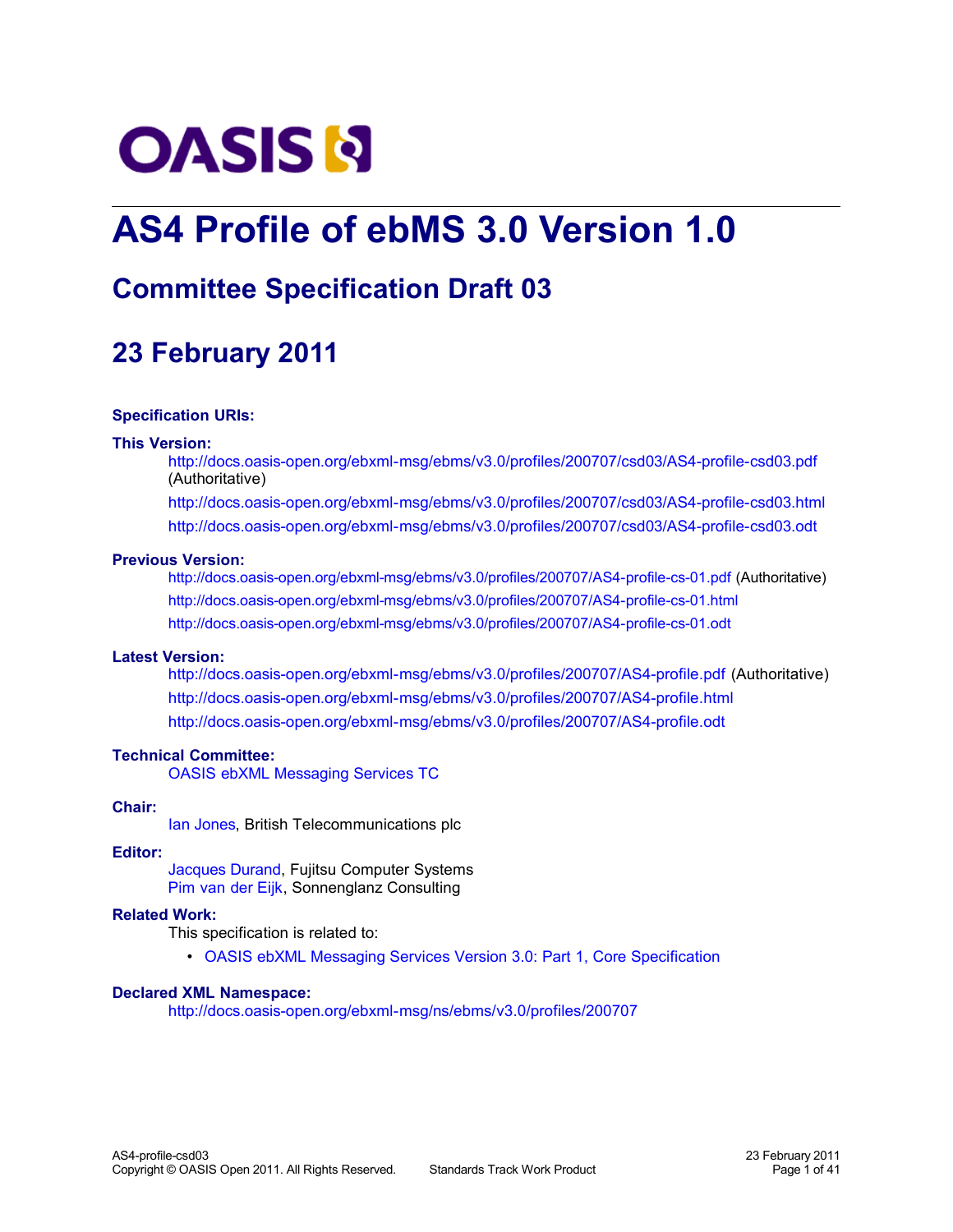# AS4 Profile of ebMS 3.0 Version 1.0

## Committee Specification Draft 03

## 23 February 2011

**Specification URIs:**

**This Version:**

http://docs.oasis-open.org/ebxml-msg/ebms/v3.0/profiles/200707/csd03/AS4-profile-csd03.pdf (Authoritative)

http://docs.oasis-open.org/ebxml-msg/ebms/v3.0/profiles/200707/csd03/AS4-profile-csd03.html

http://docs.oasis-open.org/ebxml-msg/ebms/v3.0/profiles/200707/csd03/AS4-profile-csd03.odt

**Previous Version:**

http://docs.oasis-open.org/ebxml-msg/ebms/v3.0/profiles/200707/AS4-profile-cs-01.pdf (Authoritative)

http://docs.oasis-open.org/ebxml-msg/ebms/v3.0/profiles/200707/AS4-profile-cs-01.html

http://docs.oasis-open.org/ebxml-msg/ebms/v3.0/profiles/200707/AS4-profile-cs-01.odt

**Latest Version:**

http://docs.oasis-open.org/ebxml-msg/ebms/v3.0/profiles/200707/AS4-profile.pdf (Authoritative)

http://docs.oasis-open.org/ebxml-msg/ebms/v3.0/profiles/200707/AS4-profile.html

http://docs.oasis-open.org/ebxml-msg/ebms/v3.0/profiles/200707/AS4-profile.odt

**Technical Committee:**

OASIS ebXML Messaging Services TC

**Chair:**

Ian Jones, British Telecommunications plc

**Editor:**

Jacques Durand, Fujitsu Computer Systems
Pim van der Eijk, Sonnenglanz Consulting

**Related Work:**

This specification is related to:

- OASIS ebXML Messaging Services Version 3.0: Part 1, Core Specification

**Declared XML Namespace:**

http://docs.oasis-open.org/ebxml-msg/ns/ebms/v3.0/profiles/200707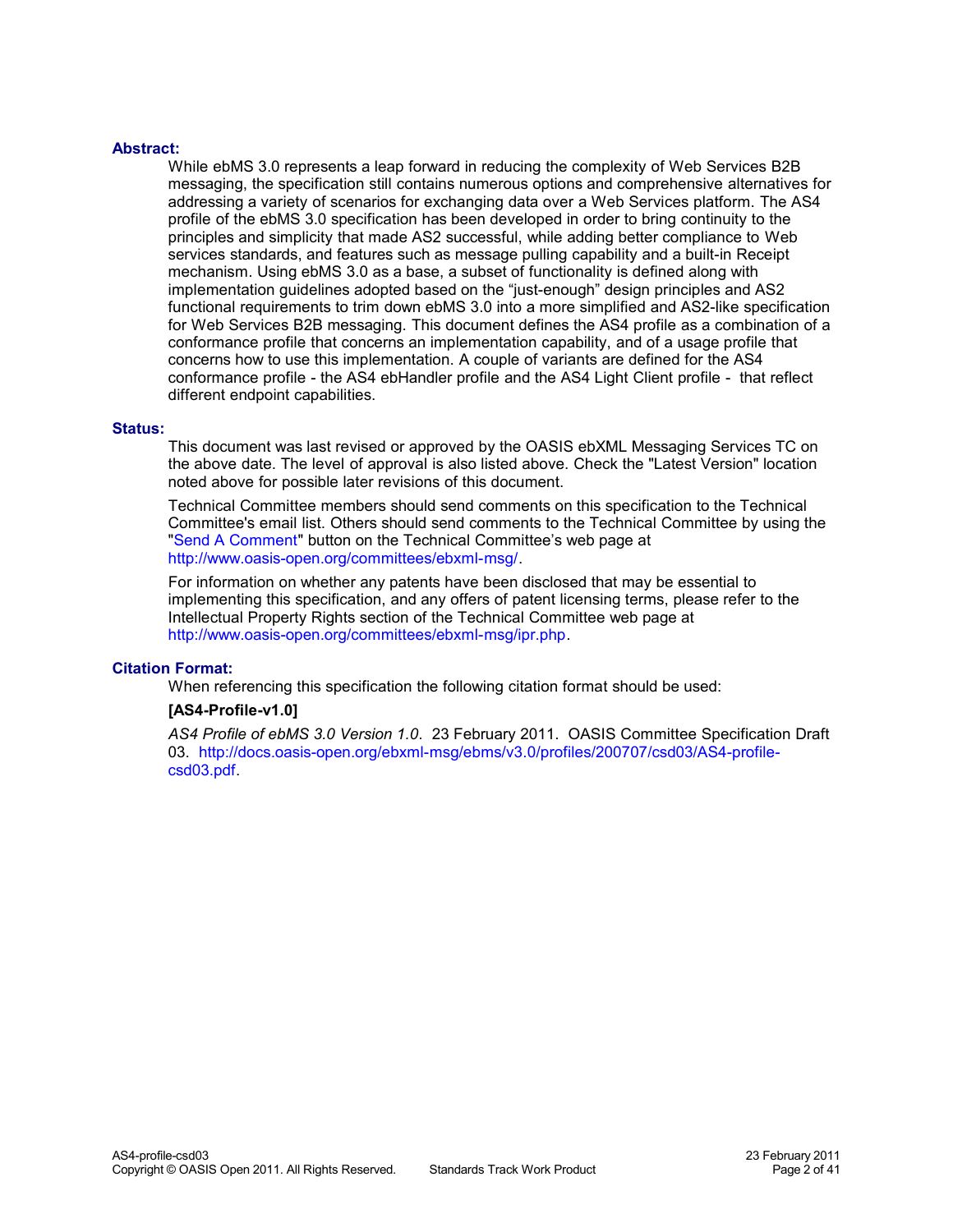**Abstract:**

While ebMS 3.0 represents a leap forward in reducing the complexity of Web Services B2B messaging, the specification still contains numerous options and comprehensive alternatives for addressing a variety of scenarios for exchanging data over a Web Services platform. The AS4 profile of the ebMS 3.0 specification has been developed in order to bring continuity to the principles and simplicity that made AS2 successful, while adding better compliance to Web services standards, and features such as message pulling capability and a built-in Receipt mechanism. Using ebMS 3.0 as a base, a subset of functionality is defined along with implementation guidelines adopted based on the "just-enough" design principles and AS2 functional requirements to trim down ebMS 3.0 into a more simplified and AS2-like specification for Web Services B2B messaging. This document defines the AS4 profile as a combination of a conformance profile that concerns an implementation capability, and of a usage profile that concerns how to use this implementation. A couple of variants are defined for the AS4 conformance profile - the AS4 ebHandler profile and the AS4 Light Client profile - that reflect different endpoint capabilities.

**Status:**

This document was last revised or approved by the OASIS ebXML Messaging Services TC on the above date. The level of approval is also listed above. Check the "Latest Version" location noted above for possible later revisions of this document.

Technical Committee members should send comments on this specification to the Technical Committee's email list. Others should send comments to the Technical Committee by using the "Send A Comment" button on the Technical Committee's web page at http://www.oasis-open.org/committees/ebxml-msg/.

For information on whether any patents have been disclosed that may be essential to implementing this specification, and any offers of patent licensing terms, please refer to the Intellectual Property Rights section of the Technical Committee web page at http://www.oasis-open.org/committees/ebxml-msg/ipr.php.

**Citation Format:**

When referencing this specification the following citation format should be used:

**[AS4-Profile-v1.0]**

*AS4 Profile of ebMS 3.0 Version 1.0*. 23 February 2011. OASIS Committee Specification Draft 03. http://docs.oasis-open.org/ebxml-msg/ebms/v3.0/profiles/200707/csd03/AS4-profile-csd03.pdf.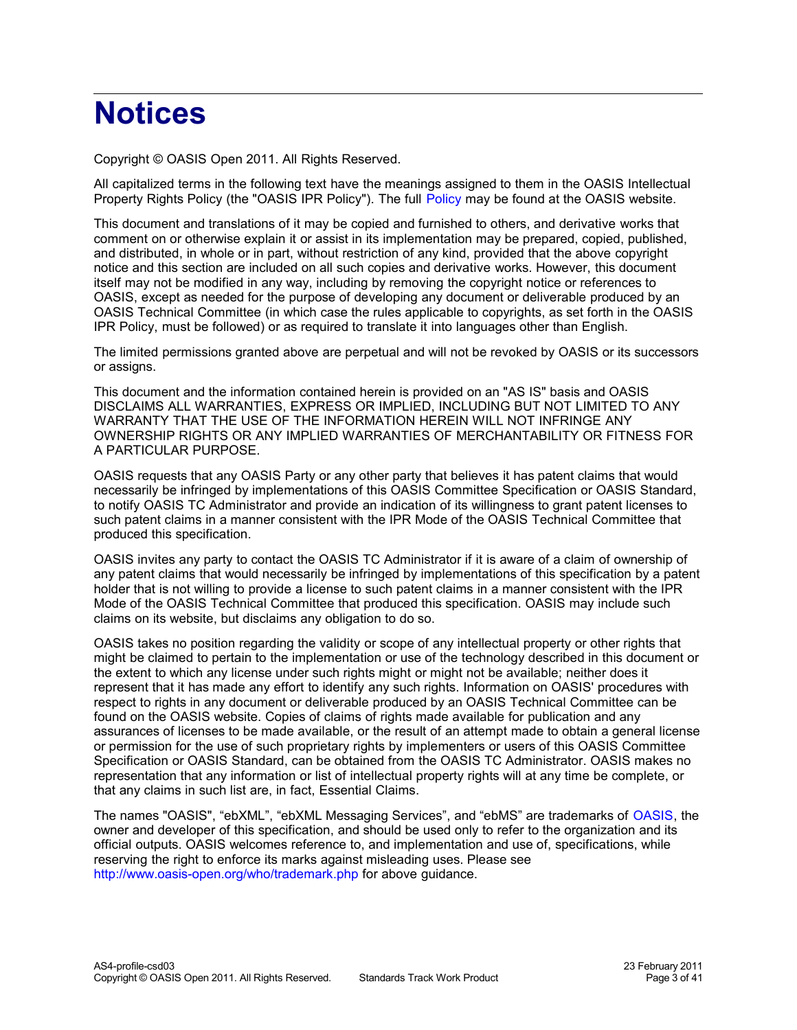# Notices

Copyright © OASIS Open 2011. All Rights Reserved.

All capitalized terms in the following text have the meanings assigned to them in the OASIS Intellectual Property Rights Policy (the "OASIS IPR Policy"). The full Policy may be found at the OASIS website.

This document and translations of it may be copied and furnished to others, and derivative works that comment on or otherwise explain it or assist in its implementation may be prepared, copied, published, and distributed, in whole or in part, without restriction of any kind, provided that the above copyright notice and this section are included on all such copies and derivative works. However, this document itself may not be modified in any way, including by removing the copyright notice or references to OASIS, except as needed for the purpose of developing any document or deliverable produced by an OASIS Technical Committee (in which case the rules applicable to copyrights, as set forth in the OASIS IPR Policy, must be followed) or as required to translate it into languages other than English.

The limited permissions granted above are perpetual and will not be revoked by OASIS or its successors or assigns.

This document and the information contained herein is provided on an "AS IS" basis and OASIS DISCLAIMS ALL WARRANTIES, EXPRESS OR IMPLIED, INCLUDING BUT NOT LIMITED TO ANY WARRANTY THAT THE USE OF THE INFORMATION HEREIN WILL NOT INFRINGE ANY OWNERSHIP RIGHTS OR ANY IMPLIED WARRANTIES OF MERCHANTABILITY OR FITNESS FOR A PARTICULAR PURPOSE.

OASIS requests that any OASIS Party or any other party that believes it has patent claims that would necessarily be infringed by implementations of this OASIS Committee Specification or OASIS Standard, to notify OASIS TC Administrator and provide an indication of its willingness to grant patent licenses to such patent claims in a manner consistent with the IPR Mode of the OASIS Technical Committee that produced this specification.

OASIS invites any party to contact the OASIS TC Administrator if it is aware of a claim of ownership of any patent claims that would necessarily be infringed by implementations of this specification by a patent holder that is not willing to provide a license to such patent claims in a manner consistent with the IPR Mode of the OASIS Technical Committee that produced this specification. OASIS may include such claims on its website, but disclaims any obligation to do so.

OASIS takes no position regarding the validity or scope of any intellectual property or other rights that might be claimed to pertain to the implementation or use of the technology described in this document or the extent to which any license under such rights might or might not be available; neither does it represent that it has made any effort to identify any such rights. Information on OASIS' procedures with respect to rights in any document or deliverable produced by an OASIS Technical Committee can be found on the OASIS website. Copies of claims of rights made available for publication and any assurances of licenses to be made available, or the result of an attempt made to obtain a general license or permission for the use of such proprietary rights by implementers or users of this OASIS Committee Specification or OASIS Standard, can be obtained from the OASIS TC Administrator. OASIS makes no representation that any information or list of intellectual property rights will at any time be complete, or that any claims in such list are, in fact, Essential Claims.

The names "OASIS", “ebXML”, “ebXML Messaging Services”, and “ebMS” are trademarks of OASIS, the owner and developer of this specification, and should be used only to refer to the organization and its official outputs. OASIS welcomes reference to, and implementation and use of, specifications, while reserving the right to enforce its marks against misleading uses. Please see http://www.oasis-open.org/who/trademark.php for above guidance.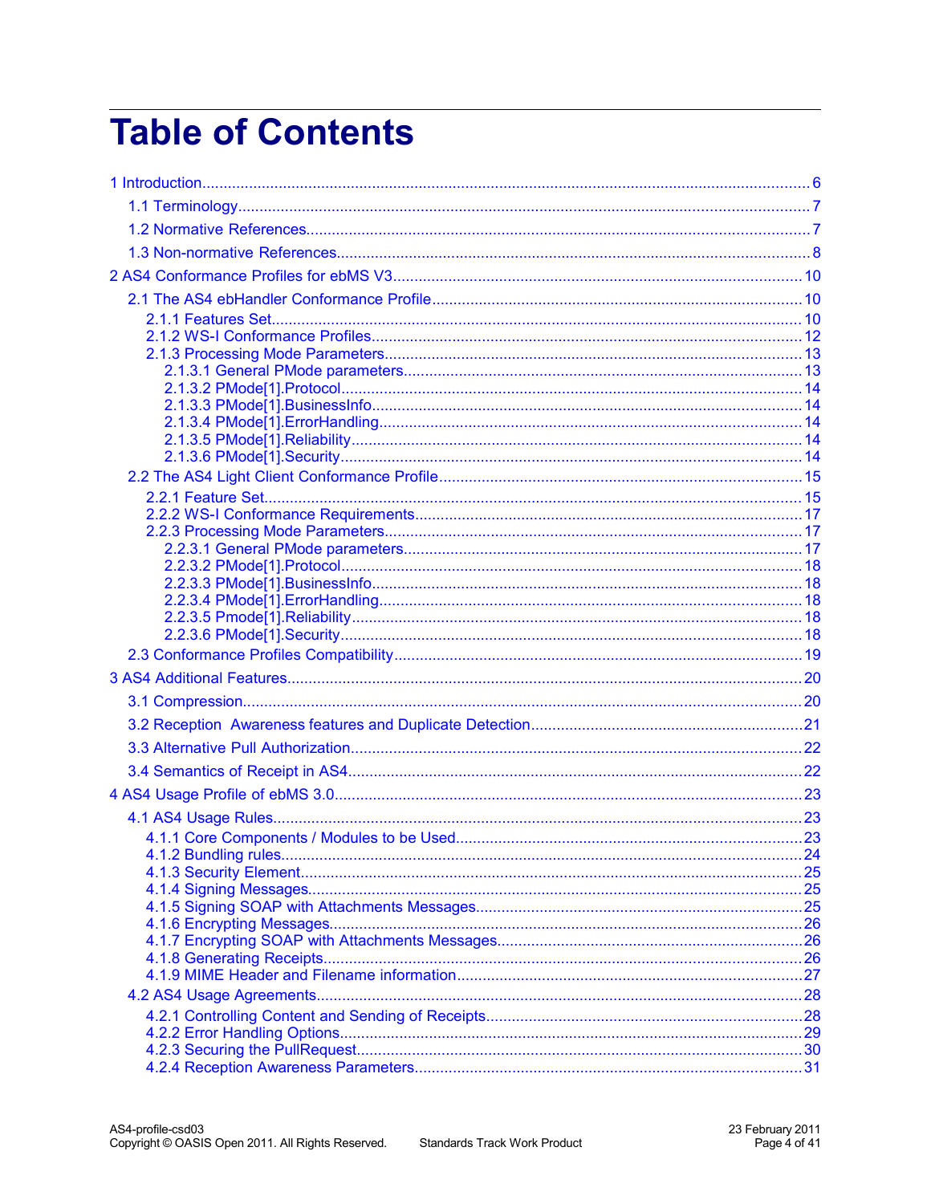# Table of Contents

1 Introduction ... 6
  1.1 Terminology ... 7
  1.2 Normative References ... 7
  1.3 Non-normative References ... 8
2 AS4 Conformance Profiles for ebMS V3 ... 10
  2.1 The AS4 ebHandler Conformance Profile ... 10
    2.1.1 Features Set ... 10
    2.1.2 WS-I Conformance Profiles ... 12
    2.1.3 Processing Mode Parameters ... 13
      2.1.3.1 General PMode parameters ... 13
      2.1.3.2 PMode[1].Protocol ... 14
      2.1.3.3 PMode[1].BusinessInfo ... 14
      2.1.3.4 PMode[1].ErrorHandling ... 14
      2.1.3.5 PMode[1].Reliability ... 14
      2.1.3.6 PMode[1].Security ... 14
  2.2 The AS4 Light Client Conformance Profile ... 15
    2.2.1 Feature Set ... 15
    2.2.2 WS-I Conformance Requirements ... 17
    2.2.3 Processing Mode Parameters ... 17
      2.2.3.1 General PMode parameters ... 17
      2.2.3.2 PMode[1].Protocol ... 18
      2.2.3.3 PMode[1].BusinessInfo ... 18
      2.2.3.4 PMode[1].ErrorHandling ... 18
      2.2.3.5 Pmode[1].Reliability ... 18
      2.2.3.6 PMode[1].Security ... 18
  2.3 Conformance Profiles Compatibility ... 19
3 AS4 Additional Features ... 20
  3.1 Compression ... 20
  3.2 Reception Awareness features and Duplicate Detection ... 21
  3.3 Alternative Pull Authorization ... 22
  3.4 Semantics of Receipt in AS4 ... 22
4 AS4 Usage Profile of ebMS 3.0 ... 23
  4.1 AS4 Usage Rules ... 23
    4.1.1 Core Components / Modules to be Used ... 23
    4.1.2 Bundling rules ... 24
    4.1.3 Security Element ... 25
    4.1.4 Signing Messages ... 25
    4.1.5 Signing SOAP with Attachments Messages ... 25
    4.1.6 Encrypting Messages ... 26
    4.1.7 Encrypting SOAP with Attachments Messages ... 26
    4.1.8 Generating Receipts ... 26
    4.1.9 MIME Header and Filename information ... 27
  4.2 AS4 Usage Agreements ... 28
    4.2.1 Controlling Content and Sending of Receipts ... 28
    4.2.2 Error Handling Options ... 29
    4.2.3 Securing the PullRequest ... 30
    4.2.4 Reception Awareness Parameters ... 31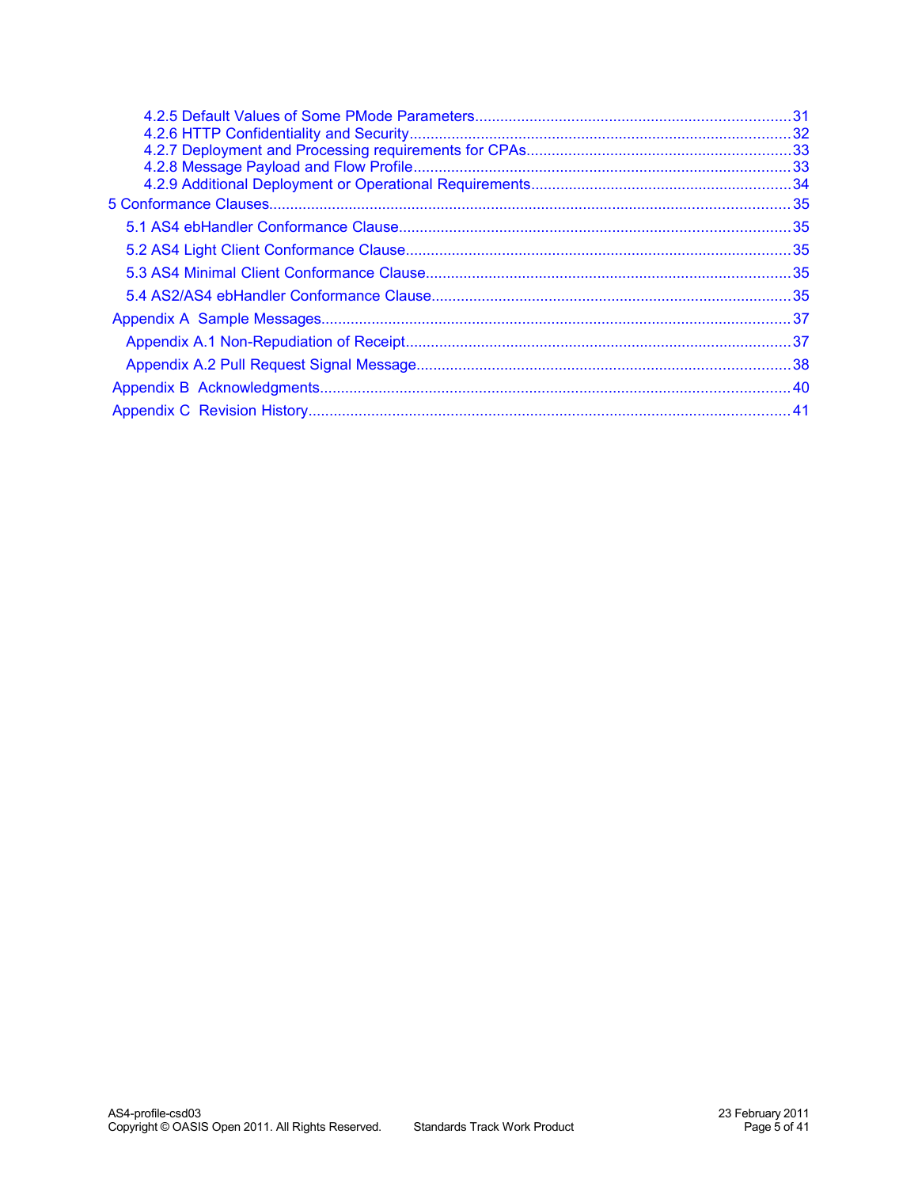- 4.2.5 Default Values of Some PMode Parameters.......................................................................31
- 4.2.6 HTTP Confidentiality and Security.......................................................................................32
- 4.2.7 Deployment and Processing requirements for CPAs..............................................................33
- 4.2.8 Message Payload and Flow Profile.......................................................................................33
- 4.2.9 Additional Deployment or Operational Requirements............................................................34

5 Conformance Clauses..........................................................................................................................35

- 5.1 AS4 ebHandler Conformance Clause...........................................................................................35
- 5.2 AS4 Light Client Conformance Clause.........................................................................................35
- 5.3 AS4 Minimal Client Conformance Clause....................................................................................35
- 5.4 AS2/AS4 ebHandler Conformance Clause...................................................................................35

Appendix A Sample Messages.............................................................................................................37

- Appendix A.1 Non-Repudiation of Receipt.........................................................................................37
- Appendix A.2 Pull Request Signal Message.......................................................................................38

Appendix B Acknowledgments.............................................................................................................40

Appendix C Revision History................................................................................................................41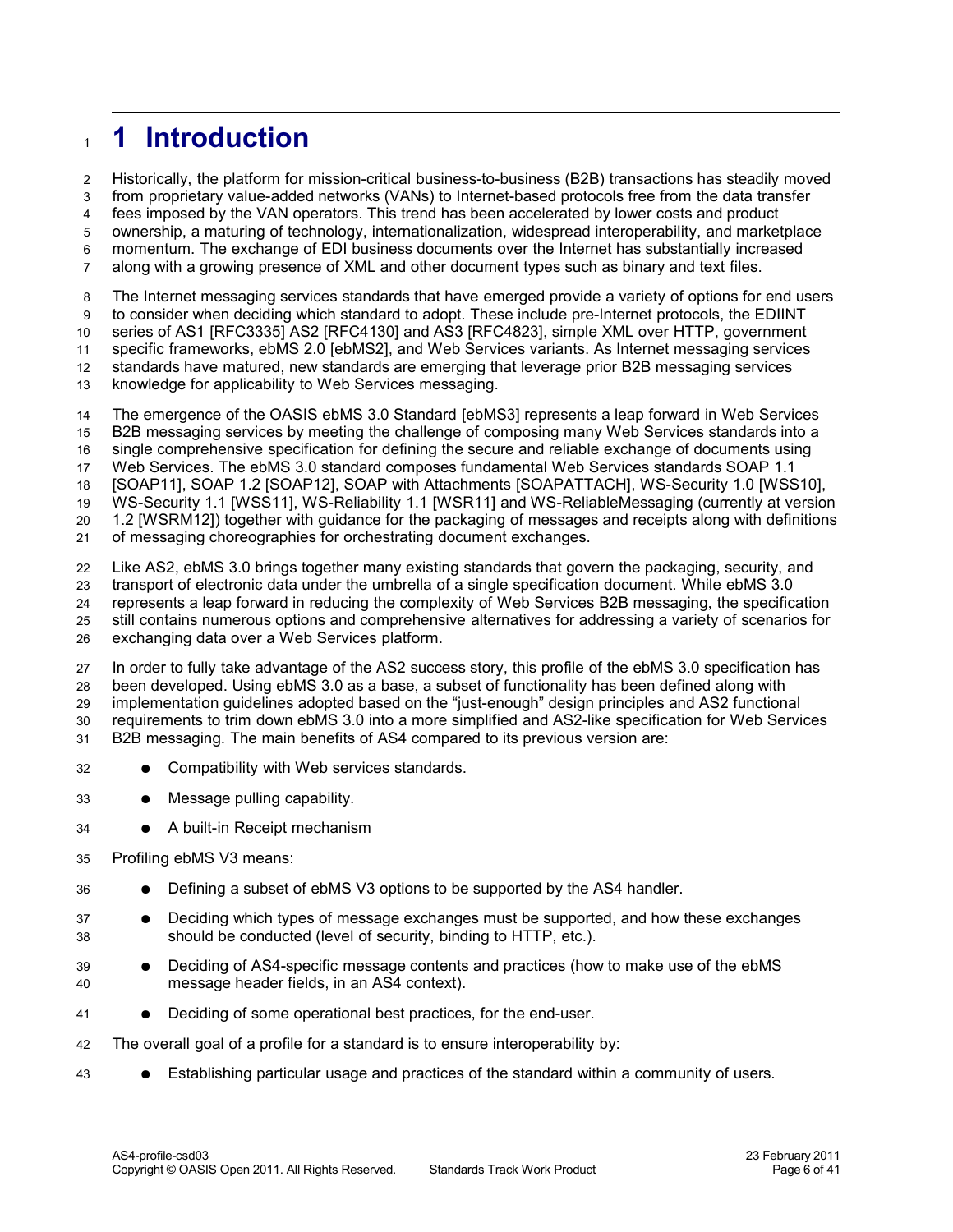# 1 Introduction

Historically, the platform for mission-critical business-to-business (B2B) transactions has steadily moved from proprietary value-added networks (VANs) to Internet-based protocols free from the data transfer fees imposed by the VAN operators. This trend has been accelerated by lower costs and product ownership, a maturing of technology, internationalization, widespread interoperability, and marketplace momentum. The exchange of EDI business documents over the Internet has substantially increased along with a growing presence of XML and other document types such as binary and text files.

The Internet messaging services standards that have emerged provide a variety of options for end users to consider when deciding which standard to adopt. These include pre-Internet protocols, the EDIINT series of AS1 [RFC3335] AS2 [RFC4130] and AS3 [RFC4823], simple XML over HTTP, government specific frameworks, ebMS 2.0 [ebMS2], and Web Services variants. As Internet messaging services standards have matured, new standards are emerging that leverage prior B2B messaging services knowledge for applicability to Web Services messaging.

The emergence of the OASIS ebMS 3.0 Standard [ebMS3] represents a leap forward in Web Services B2B messaging services by meeting the challenge of composing many Web Services standards into a single comprehensive specification for defining the secure and reliable exchange of documents using Web Services. The ebMS 3.0 standard composes fundamental Web Services standards SOAP 1.1 [SOAP11], SOAP 1.2 [SOAP12], SOAP with Attachments [SOAPATTACH], WS-Security 1.0 [WSS10], WS-Security 1.1 [WSS11], WS-Reliability 1.1 [WSR11] and WS-ReliableMessaging (currently at version 1.2 [WSRM12]) together with guidance for the packaging of messages and receipts along with definitions of messaging choreographies for orchestrating document exchanges.

Like AS2, ebMS 3.0 brings together many existing standards that govern the packaging, security, and transport of electronic data under the umbrella of a single specification document. While ebMS 3.0 represents a leap forward in reducing the complexity of Web Services B2B messaging, the specification still contains numerous options and comprehensive alternatives for addressing a variety of scenarios for exchanging data over a Web Services platform.

In order to fully take advantage of the AS2 success story, this profile of the ebMS 3.0 specification has been developed. Using ebMS 3.0 as a base, a subset of functionality has been defined along with implementation guidelines adopted based on the "just-enough" design principles and AS2 functional requirements to trim down ebMS 3.0 into a more simplified and AS2-like specification for Web Services B2B messaging. The main benefits of AS4 compared to its previous version are:

- Compatibility with Web services standards.
- Message pulling capability.
- A built-in Receipt mechanism

Profiling ebMS V3 means:

- Defining a subset of ebMS V3 options to be supported by the AS4 handler.
- Deciding which types of message exchanges must be supported, and how these exchanges should be conducted (level of security, binding to HTTP, etc.).
- Deciding of AS4-specific message contents and practices (how to make use of the ebMS message header fields, in an AS4 context).
- Deciding of some operational best practices, for the end-user.

The overall goal of a profile for a standard is to ensure interoperability by:

- Establishing particular usage and practices of the standard within a community of users.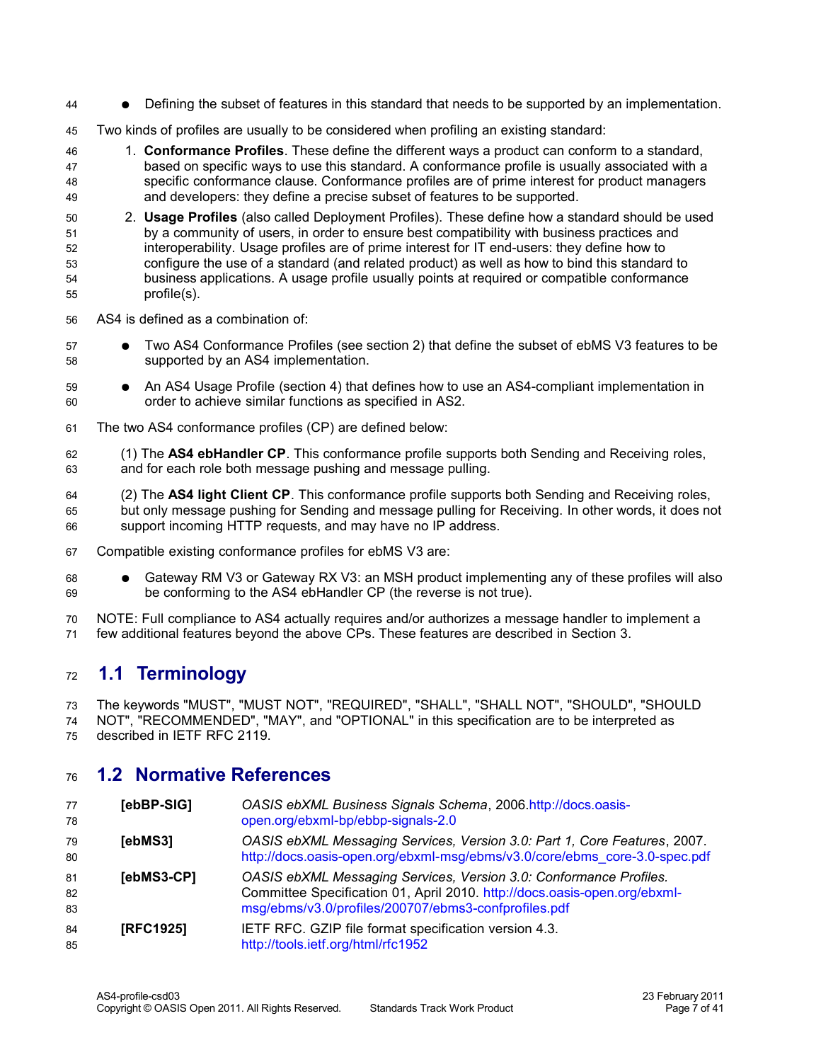- Defining the subset of features in this standard that needs to be supported by an implementation.

Two kinds of profiles are usually to be considered when profiling an existing standard:

1. **Conformance Profiles**. These define the different ways a product can conform to a standard, based on specific ways to use this standard. A conformance profile is usually associated with a specific conformance clause. Conformance profiles are of prime interest for product managers and developers: they define a precise subset of features to be supported.
2. **Usage Profiles** (also called Deployment Profiles). These define how a standard should be used by a community of users, in order to ensure best compatibility with business practices and interoperability. Usage profiles are of prime interest for IT end-users: they define how to configure the use of a standard (and related product) as well as how to bind this standard to business applications. A usage profile usually points at required or compatible conformance profile(s).

AS4 is defined as a combination of:

- Two AS4 Conformance Profiles (see section 2) that define the subset of ebMS V3 features to be supported by an AS4 implementation.
- An AS4 Usage Profile (section 4) that defines how to use an AS4-compliant implementation in order to achieve similar functions as specified in AS2.

The two AS4 conformance profiles (CP) are defined below:

(1) The **AS4 ebHandler CP**. This conformance profile supports both Sending and Receiving roles, and for each role both message pushing and message pulling.

(2) The **AS4 light Client CP**. This conformance profile supports both Sending and Receiving roles, but only message pushing for Sending and message pulling for Receiving. In other words, it does not support incoming HTTP requests, and may have no IP address.

Compatible existing conformance profiles for ebMS V3 are:

- Gateway RM V3 or Gateway RX V3: an MSH product implementing any of these profiles will also be conforming to the AS4 ebHandler CP (the reverse is not true).

NOTE: Full compliance to AS4 actually requires and/or authorizes a message handler to implement a few additional features beyond the above CPs. These features are described in Section 3.

## 1.1 Terminology

The keywords "MUST", "MUST NOT", "REQUIRED", "SHALL", "SHALL NOT", "SHOULD", "SHOULD NOT", "RECOMMENDED", "MAY", and "OPTIONAL" in this specification are to be interpreted as described in IETF RFC 2119.

## 1.2 Normative References

| | |
|---|---|
| **[ebBP-SIG]** | *OASIS ebXML Business Signals Schema*, 2006.http://docs.oasis-open.org/ebxml-bp/ebbp-signals-2.0 |
| **[ebMS3]** | *OASIS ebXML Messaging Services, Version 3.0: Part 1, Core Features*, 2007. http://docs.oasis-open.org/ebxml-msg/ebms/v3.0/core/ebms_core-3.0-spec.pdf |
| **[ebMS3-CP]** | *OASIS ebXML Messaging Services, Version 3.0: Conformance Profiles.* Committee Specification 01, April 2010. http://docs.oasis-open.org/ebxml-msg/ebms/v3.0/profiles/200707/ebms3-confprofiles.pdf |
| **[RFC1925]** | IETF RFC. GZIP file format specification version 4.3. http://tools.ietf.org/html/rfc1952 |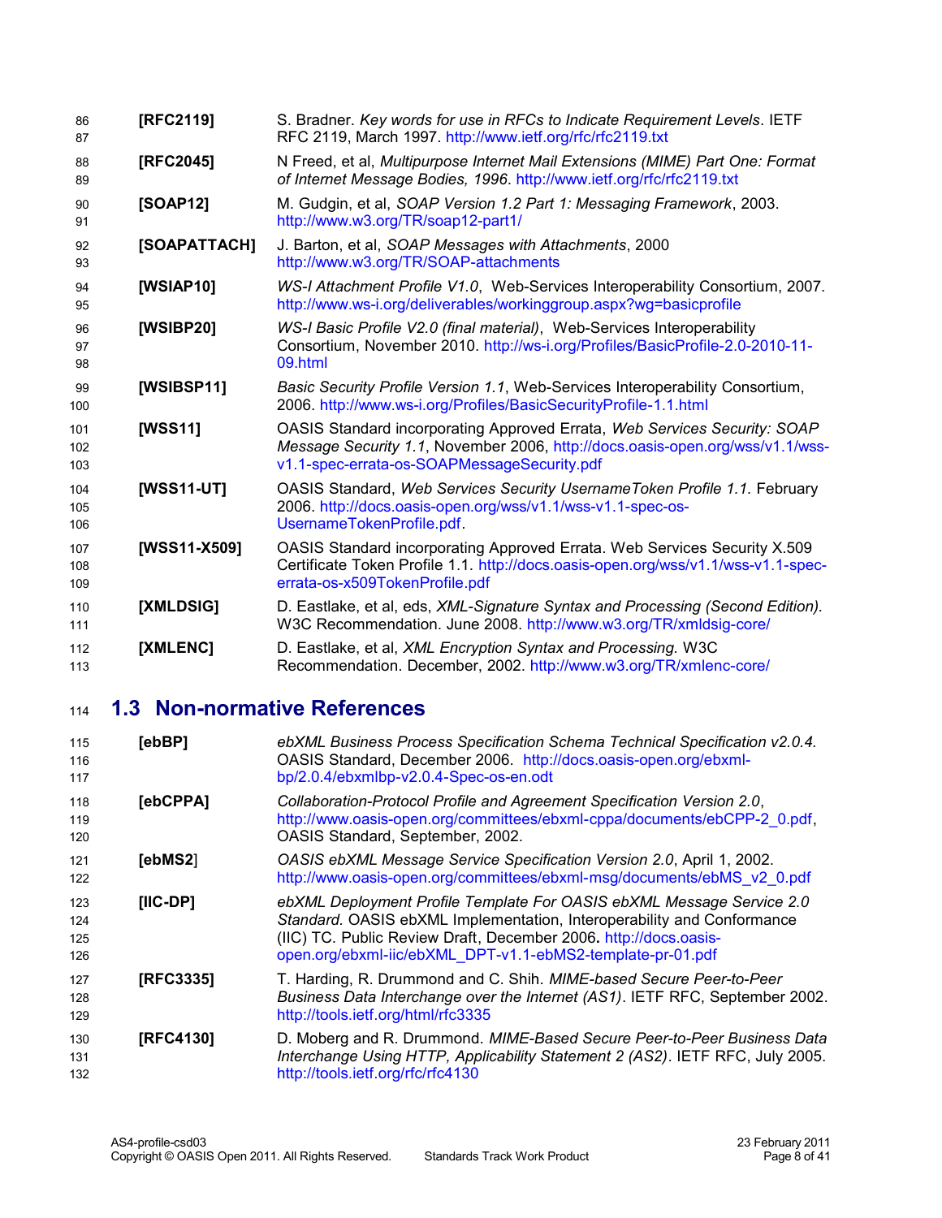**[RFC2119]** S. Bradner. *Key words for use in RFCs to Indicate Requirement Levels*. IETF RFC 2119, March 1997. http://www.ietf.org/rfc/rfc2119.txt

**[RFC2045]** N Freed, et al, *Multipurpose Internet Mail Extensions (MIME) Part One: Format of Internet Message Bodies, 1996*. http://www.ietf.org/rfc/rfc2119.txt

**[SOAP12]** M. Gudgin, et al, *SOAP Version 1.2 Part 1: Messaging Framework*, 2003. http://www.w3.org/TR/soap12-part1/

**[SOAPATTACH]** J. Barton, et al, *SOAP Messages with Attachments*, 2000 http://www.w3.org/TR/SOAP-attachments

**[WSIAP10]** *WS-I Attachment Profile V1.0*, Web-Services Interoperability Consortium, 2007. http://www.ws-i.org/deliverables/workinggroup.aspx?wg=basicprofile

**[WSIBP20]** *WS-I Basic Profile V2.0 (final material)*, Web-Services Interoperability Consortium, November 2010. http://ws-i.org/Profiles/BasicProfile-2.0-2010-11-09.html

**[WSIBSP11]** *Basic Security Profile Version 1.1*, Web-Services Interoperability Consortium, 2006. http://www.ws-i.org/Profiles/BasicSecurityProfile-1.1.html

**[WSS11]** OASIS Standard incorporating Approved Errata, *Web Services Security: SOAP Message Security 1.1*, November 2006, http://docs.oasis-open.org/wss/v1.1/wss-v1.1-spec-errata-os-SOAPMessageSecurity.pdf

**[WSS11-UT]** OASIS Standard, *Web Services Security UsernameToken Profile 1.1.* February 2006. http://docs.oasis-open.org/wss/v1.1/wss-v1.1-spec-os-UsernameTokenProfile.pdf.

**[WSS11-X509]** OASIS Standard incorporating Approved Errata. Web Services Security X.509 Certificate Token Profile 1.1. http://docs.oasis-open.org/wss/v1.1/wss-v1.1-spec-errata-os-x509TokenProfile.pdf

**[XMLDSIG]** D. Eastlake, et al, eds, *XML-Signature Syntax and Processing (Second Edition).* W3C Recommendation. June 2008. http://www.w3.org/TR/xmldsig-core/

**[XMLENC]** D. Eastlake, et al, *XML Encryption Syntax and Processing.* W3C Recommendation. December, 2002. http://www.w3.org/TR/xmlenc-core/

## 1.3 Non-normative References

**[ebBP]** *ebXML Business Process Specification Schema Technical Specification v2.0.4.* OASIS Standard, December 2006. http://docs.oasis-open.org/ebxml-bp/2.0.4/ebxmlbp-v2.0.4-Spec-os-en.odt

**[ebCPPA]** *Collaboration-Protocol Profile and Agreement Specification Version 2.0*, http://www.oasis-open.org/committees/ebxml-cppa/documents/ebCPP-2_0.pdf, OASIS Standard, September, 2002.

**[ebMS2]** *OASIS ebXML Message Service Specification Version 2.0*, April 1, 2002. http://www.oasis-open.org/committees/ebxml-msg/documents/ebMS_v2_0.pdf

**[IIC-DP]** *ebXML Deployment Profile Template For OASIS ebXML Message Service 2.0 Standard.* OASIS ebXML Implementation, Interoperability and Conformance (IIC) TC. Public Review Draft, December 2006**.** http://docs.oasis-open.org/ebxml-iic/ebXML_DPT-v1.1-ebMS2-template-pr-01.pdf

**[RFC3335]** T. Harding, R. Drummond and C. Shih. *MIME-based Secure Peer-to-Peer Business Data Interchange over the Internet (AS1)*. IETF RFC, September 2002. http://tools.ietf.org/html/rfc3335

**[RFC4130]** D. Moberg and R. Drummond. *MIME-Based Secure Peer-to-Peer Business Data Interchange Using HTTP, Applicability Statement 2 (AS2)*. IETF RFC, July 2005. http://tools.ietf.org/rfc/rfc4130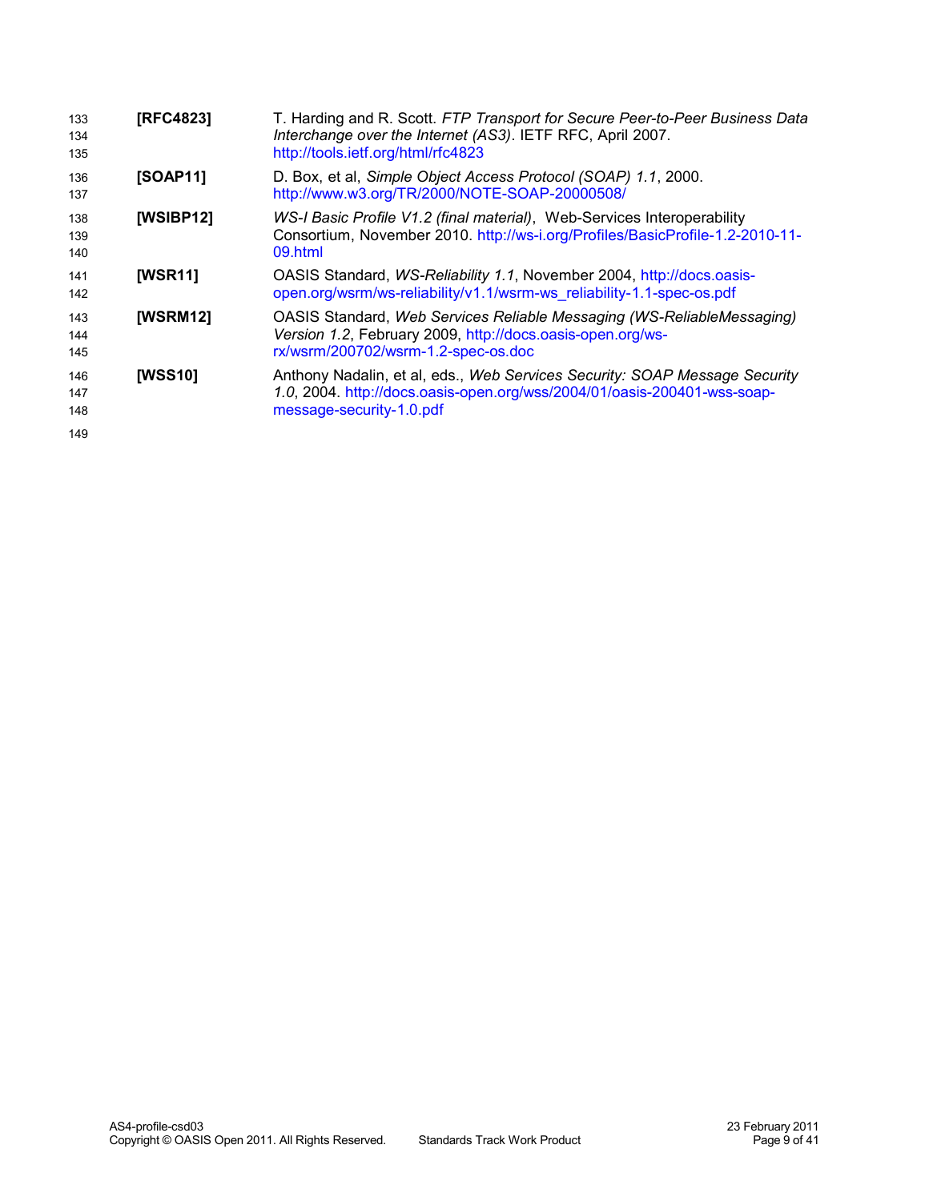**[RFC4823]** T. Harding and R. Scott. *FTP Transport for Secure Peer-to-Peer Business Data Interchange over the Internet (AS3)*. IETF RFC, April 2007. http://tools.ietf.org/html/rfc4823

**[SOAP11]** D. Box, et al, *Simple Object Access Protocol (SOAP) 1.1*, 2000. http://www.w3.org/TR/2000/NOTE-SOAP-20000508/

**[WSIBP12]** *WS-I Basic Profile V1.2 (final material)*, Web-Services Interoperability Consortium, November 2010. http://ws-i.org/Profiles/BasicProfile-1.2-2010-11-09.html

**[WSR11]** OASIS Standard, *WS-Reliability 1.1*, November 2004, http://docs.oasis-open.org/wsrm/ws-reliability/v1.1/wsrm-ws_reliability-1.1-spec-os.pdf

**[WSRM12]** OASIS Standard, *Web Services Reliable Messaging (WS-ReliableMessaging) Version 1.2*, February 2009, http://docs.oasis-open.org/ws-rx/wsrm/200702/wsrm-1.2-spec-os.doc

**[WSS10]** Anthony Nadalin, et al, eds., *Web Services Security: SOAP Message Security 1.0*, 2004. http://docs.oasis-open.org/wss/2004/01/oasis-200401-wss-soap-message-security-1.0.pdf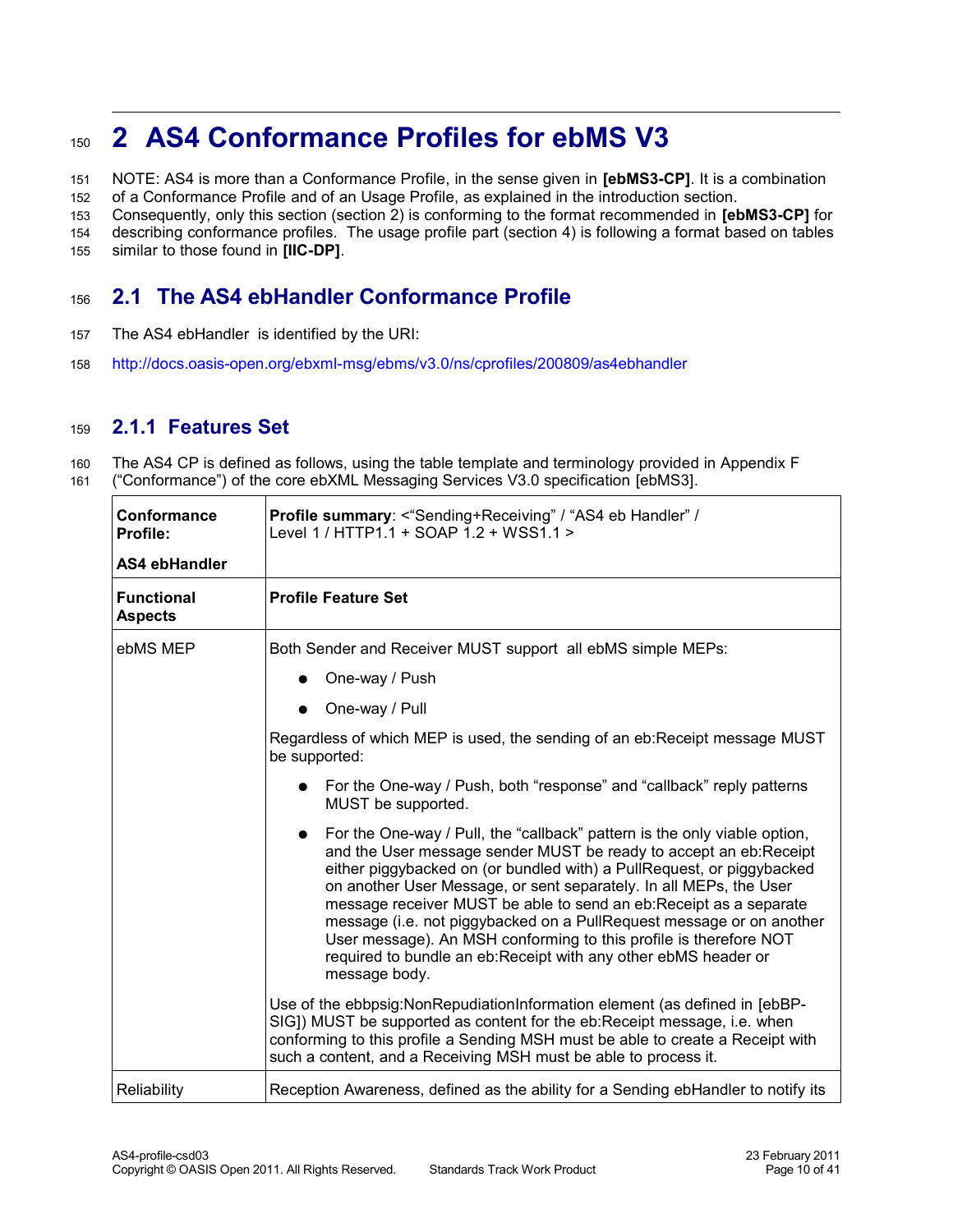# 2 AS4 Conformance Profiles for ebMS V3

NOTE: AS4 is more than a Conformance Profile, in the sense given in **[ebMS3-CP]**. It is a combination of a Conformance Profile and of an Usage Profile, as explained in the introduction section. Consequently, only this section (section 2) is conforming to the format recommended in **[ebMS3-CP]** for describing conformance profiles. The usage profile part (section 4) is following a format based on tables similar to those found in **[IIC-DP]**.

## 2.1 The AS4 ebHandler Conformance Profile

The AS4 ebHandler is identified by the URI:

http://docs.oasis-open.org/ebxml-msg/ebms/v3.0/ns/cprofiles/200809/as4ebhandler

### 2.1.1 Features Set

The AS4 CP is defined as follows, using the table template and terminology provided in Appendix F ("Conformance") of the core ebXML Messaging Services V3.0 specification [ebMS3].

| **Conformance Profile:** **AS4 ebHandler** | **Profile summary**: <"Sending+Receiving" / "AS4 eb Handler" / Level 1 / HTTP1.1 + SOAP 1.2 + WSS1.1 > |
|---|---|
| **Functional Aspects** | **Profile Feature Set** |
| ebMS MEP | Both Sender and Receiver MUST support all ebMS simple MEPs:<br>● One-way / Push<br>● One-way / Pull<br>Regardless of which MEP is used, the sending of an eb:Receipt message MUST be supported:<br>● For the One-way / Push, both "response" and "callback" reply patterns MUST be supported.<br>● For the One-way / Pull, the "callback" pattern is the only viable option, and the User message sender MUST be ready to accept an eb:Receipt either piggybacked on (or bundled with) a PullRequest, or piggybacked on another User Message, or sent separately. In all MEPs, the User message receiver MUST be able to send an eb:Receipt as a separate message (i.e. not piggybacked on a PullRequest message or on another User message). An MSH conforming to this profile is therefore NOT required to bundle an eb:Receipt with any other ebMS header or message body.<br>Use of the ebbpsig:NonRepudiationInformation element (as defined in [ebBP-SIG]) MUST be supported as content for the eb:Receipt message, i.e. when conforming to this profile a Sending MSH must be able to create a Receipt with such a content, and a Receiving MSH must be able to process it. |
| Reliability | Reception Awareness, defined as the ability for a Sending ebHandler to notify its |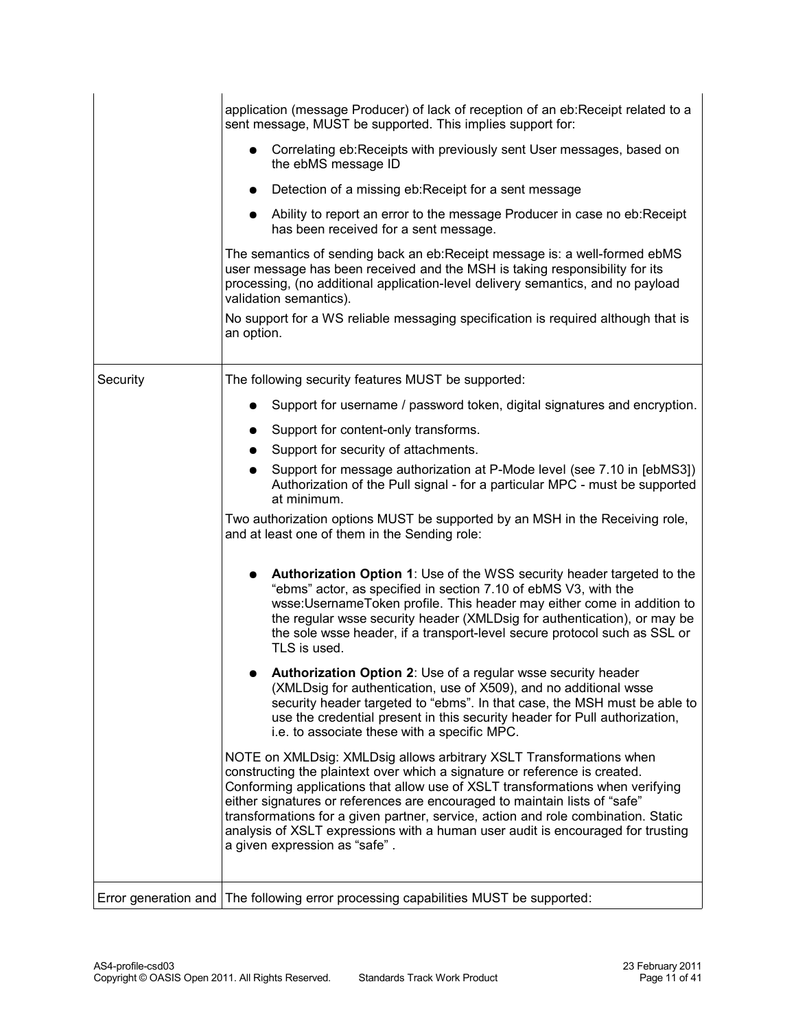| | |
|---|---|
| | application (message Producer) of lack of reception of an eb:Receipt related to a sent message, MUST be supported. This implies support for:<br>● Correlating eb:Receipts with previously sent User messages, based on the ebMS message ID<br>● Detection of a missing eb:Receipt for a sent message<br>● Ability to report an error to the message Producer in case no eb:Receipt has been received for a sent message.<br>The semantics of sending back an eb:Receipt message is: a well-formed ebMS user message has been received and the MSH is taking responsibility for its processing, (no additional application-level delivery semantics, and no payload validation semantics).<br>No support for a WS reliable messaging specification is required although that is an option. |
| Security | The following security features MUST be supported:<br>● Support for username / password token, digital signatures and encryption.<br>● Support for content-only transforms.<br>● Support for security of attachments.<br>● Support for message authorization at P-Mode level (see 7.10 in [ebMS3]) Authorization of the Pull signal - for a particular MPC - must be supported at minimum.<br>Two authorization options MUST be supported by an MSH in the Receiving role, and at least one of them in the Sending role:<br>● **Authorization Option 1**: Use of the WSS security header targeted to the "ebms" actor, as specified in section 7.10 of ebMS V3, with the wsse:UsernameToken profile. This header may either come in addition to the regular wsse security header (XMLDsig for authentication), or may be the sole wsse header, if a transport-level secure protocol such as SSL or TLS is used.<br>● **Authorization Option 2**: Use of a regular wsse security header (XMLDsig for authentication, use of X509), and no additional wsse security header targeted to "ebms". In that case, the MSH must be able to use the credential present in this security header for Pull authorization, i.e. to associate these with a specific MPC.<br>NOTE on XMLDsig: XMLDsig allows arbitrary XSLT Transformations when constructing the plaintext over which a signature or reference is created. Conforming applications that allow use of XSLT transformations when verifying either signatures or references are encouraged to maintain lists of "safe" transformations for a given partner, service, action and role combination. Static analysis of XSLT expressions with a human user audit is encouraged for trusting a given expression as "safe" . |
| Error generation and | The following error processing capabilities MUST be supported: |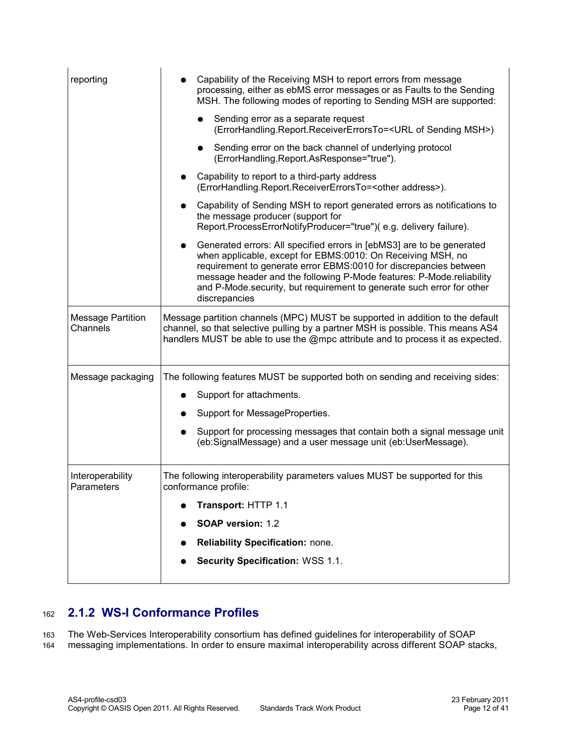| | |
|---|---|
| reporting | • Capability of the Receiving MSH to report errors from message processing, either as ebMS error messages or as Faults to the Sending MSH. The following modes of reporting to Sending MSH are supported:<br>  ◦ Sending error as a separate request (ErrorHandling.Report.ReceiverErrorsTo=<URL of Sending MSH>)<br>  ◦ Sending error on the back channel of underlying protocol (ErrorHandling.Report.AsResponse="true").<br>• Capability to report to a third-party address (ErrorHandling.Report.ReceiverErrorsTo=<other address>).<br>• Capability of Sending MSH to report generated errors as notifications to the message producer (support for Report.ProcessErrorNotifyProducer="true")( e.g. delivery failure).<br>• Generated errors: All specified errors in [ebMS3] are to be generated when applicable, except for EBMS:0010: On Receiving MSH, no requirement to generate error EBMS:0010 for discrepancies between message header and the following P-Mode features: P-Mode.reliability and P-Mode.security, but requirement to generate such error for other discrepancies |
| Message Partition Channels | Message partition channels (MPC) MUST be supported in addition to the default channel, so that selective pulling by a partner MSH is possible. This means AS4 handlers MUST be able to use the @mpc attribute and to process it as expected. |
| Message packaging | The following features MUST be supported both on sending and receiving sides:<br>• Support for attachments.<br>• Support for MessageProperties.<br>• Support for processing messages that contain both a signal message unit (eb:SignalMessage) and a user message unit (eb:UserMessage). |
| Interoperability Parameters | The following interoperability parameters values MUST be supported for this conformance profile:<br>• **Transport:** HTTP 1.1<br>• **SOAP version:** 1.2<br>• **Reliability Specification:** none.<br>• **Security Specification:** WSS 1.1. |

### 2.1.2 WS-I Conformance Profiles

The Web-Services Interoperability consortium has defined guidelines for interoperability of SOAP messaging implementations. In order to ensure maximal interoperability across different SOAP stacks,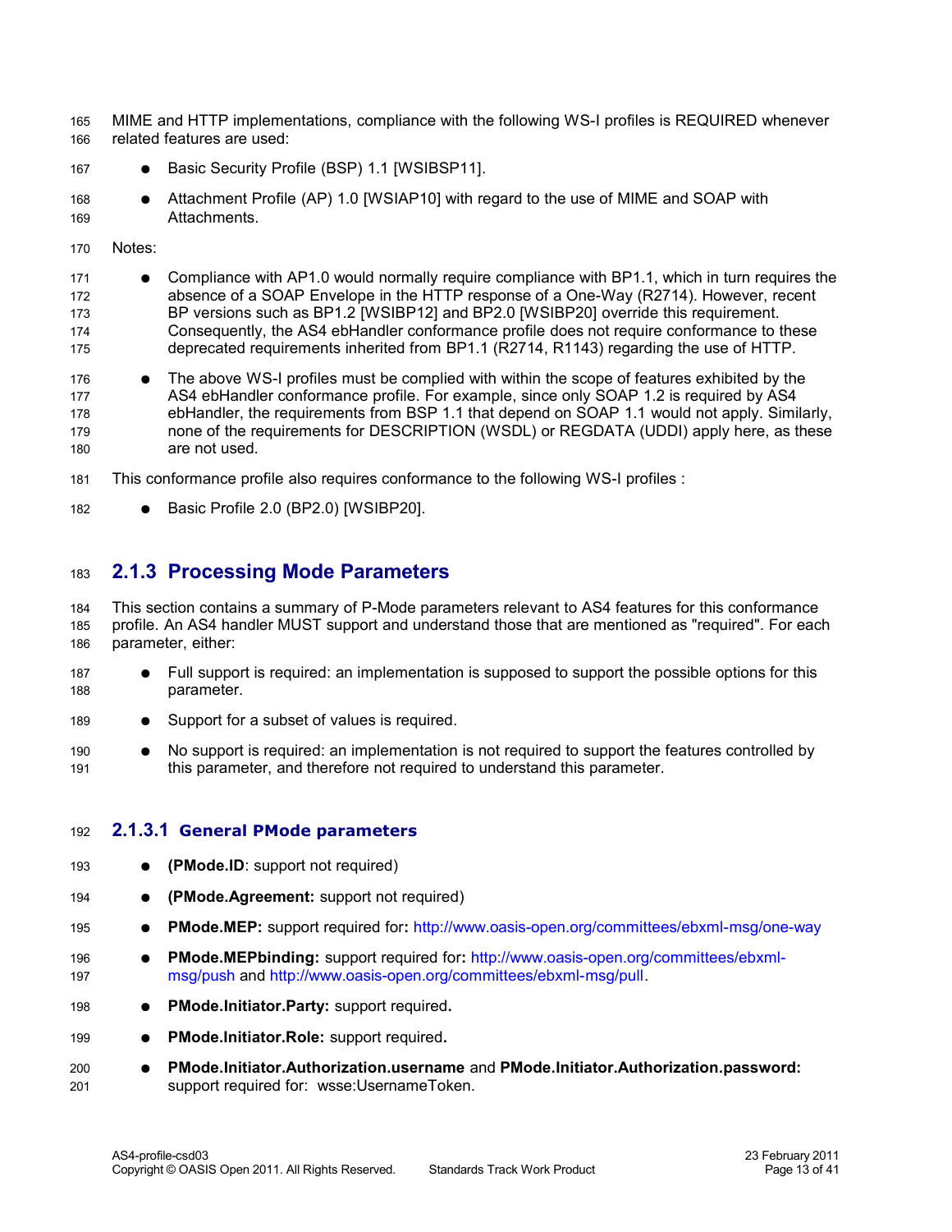MIME and HTTP implementations, compliance with the following WS-I profiles is REQUIRED whenever related features are used:

- Basic Security Profile (BSP) 1.1 [WSIBSP11].
- Attachment Profile (AP) 1.0 [WSIAP10] with regard to the use of MIME and SOAP with Attachments.

Notes:

- Compliance with AP1.0 would normally require compliance with BP1.1, which in turn requires the absence of a SOAP Envelope in the HTTP response of a One-Way (R2714). However, recent BP versions such as BP1.2 [WSIBP12] and BP2.0 [WSIBP20] override this requirement. Consequently, the AS4 ebHandler conformance profile does not require conformance to these deprecated requirements inherited from BP1.1 (R2714, R1143) regarding the use of HTTP.
- The above WS-I profiles must be complied with within the scope of features exhibited by the AS4 ebHandler conformance profile. For example, since only SOAP 1.2 is required by AS4 ebHandler, the requirements from BSP 1.1 that depend on SOAP 1.1 would not apply. Similarly, none of the requirements for DESCRIPTION (WSDL) or REGDATA (UDDI) apply here, as these are not used.

This conformance profile also requires conformance to the following WS-I profiles :

- Basic Profile 2.0 (BP2.0) [WSIBP20].

### 2.1.3 Processing Mode Parameters

This section contains a summary of P-Mode parameters relevant to AS4 features for this conformance profile. An AS4 handler MUST support and understand those that are mentioned as "required". For each parameter, either:

- Full support is required: an implementation is supposed to support the possible options for this parameter.
- Support for a subset of values is required.
- No support is required: an implementation is not required to support the features controlled by this parameter, and therefore not required to understand this parameter.

#### 2.1.3.1 General PMode parameters

- **(PMode.ID**: support not required)
- **(PMode.Agreement:** support not required)
- **PMode.MEP:** support required for**:** http://www.oasis-open.org/committees/ebxml-msg/one-way
- **PMode.MEPbinding:** support required for**:** http://www.oasis-open.org/committees/ebxml-msg/push and http://www.oasis-open.org/committees/ebxml-msg/pull.
- **PMode.Initiator.Party:** support required**.**
- **PMode.Initiator.Role:** support required**.**
- **PMode.Initiator.Authorization.username** and **PMode.Initiator.Authorization.password:** support required for: wsse:UsernameToken.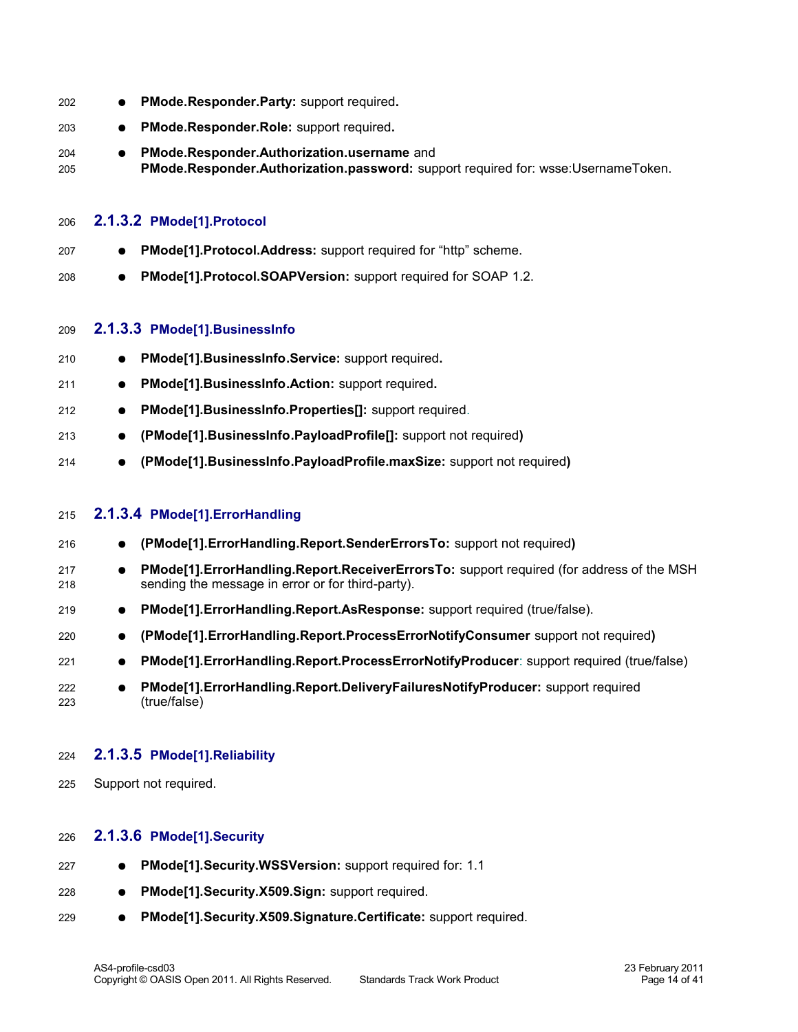- **PMode.Responder.Party:** support required**.**
- **PMode.Responder.Role:** support required**.**
- **PMode.Responder.Authorization.username** and **PMode.Responder.Authorization.password:** support required for: wsse:UsernameToken.

#### 2.1.3.2 PMode[1].Protocol

- **PMode[1].Protocol.Address:** support required for "http" scheme.
- **PMode[1].Protocol.SOAPVersion:** support required for SOAP 1.2.

#### 2.1.3.3 PMode[1].BusinessInfo

- **PMode[1].BusinessInfo.Service:** support required**.**
- **PMode[1].BusinessInfo.Action:** support required**.**
- **PMode[1].BusinessInfo.Properties[]:** support required.
- **(PMode[1].BusinessInfo.PayloadProfile[]:** support not required**)**
- **(PMode[1].BusinessInfo.PayloadProfile.maxSize:** support not required**)**

#### 2.1.3.4 PMode[1].ErrorHandling

- **(PMode[1].ErrorHandling.Report.SenderErrorsTo:** support not required**)**
- **PMode[1].ErrorHandling.Report.ReceiverErrorsTo:** support required (for address of the MSH sending the message in error or for third-party).
- **PMode[1].ErrorHandling.Report.AsResponse:** support required (true/false).
- **(PMode[1].ErrorHandling.Report.ProcessErrorNotifyConsumer** support not required**)**
- **PMode[1].ErrorHandling.Report.ProcessErrorNotifyProducer**: support required (true/false)
- **PMode[1].ErrorHandling.Report.DeliveryFailuresNotifyProducer:** support required (true/false)

#### 2.1.3.5 PMode[1].Reliability

Support not required.

#### 2.1.3.6 PMode[1].Security

- **PMode[1].Security.WSSVersion:** support required for: 1.1
- **PMode[1].Security.X509.Sign:** support required.
- **PMode[1].Security.X509.Signature.Certificate:** support required.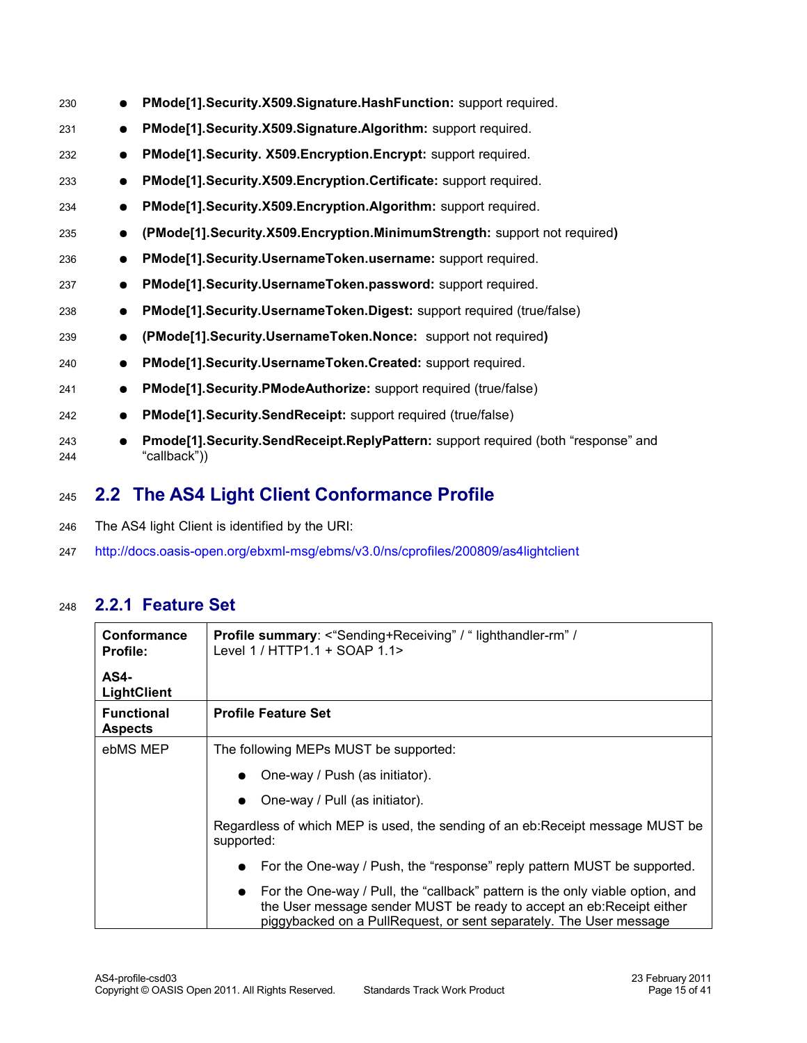- **PMode[1].Security.X509.Signature.HashFunction:** support required.
- **PMode[1].Security.X509.Signature.Algorithm:** support required.
- **PMode[1].Security. X509.Encryption.Encrypt:** support required.
- **PMode[1].Security.X509.Encryption.Certificate:** support required.
- **PMode[1].Security.X509.Encryption.Algorithm:** support required.
- **(PMode[1].Security.X509.Encryption.MinimumStrength:** support not required**)**
- **PMode[1].Security.UsernameToken.username:** support required.
- **PMode[1].Security.UsernameToken.password:** support required.
- **PMode[1].Security.UsernameToken.Digest:** support required (true/false)
- **(PMode[1].Security.UsernameToken.Nonce:** support not required**)**
- **PMode[1].Security.UsernameToken.Created:** support required.
- **PMode[1].Security.PModeAuthorize:** support required (true/false)
- **PMode[1].Security.SendReceipt:** support required (true/false)
- **Pmode[1].Security.SendReceipt.ReplyPattern:** support required (both “response” and “callback”))

## 2.2 The AS4 Light Client Conformance Profile

The AS4 light Client is identified by the URI:

http://docs.oasis-open.org/ebxml-msg/ebms/v3.0/ns/cprofiles/200809/as4lightclient

### 2.2.1 Feature Set

| **Conformance Profile:** <br><br> **AS4-LightClient** | **Profile summary**: <“Sending+Receiving” / “ lighthandler-rm” / Level 1 / HTTP1.1 + SOAP 1.1> |
|---|---|
| **Functional Aspects** | **Profile Feature Set** |
| ebMS MEP | The following MEPs MUST be supported: <br>• One-way / Push (as initiator). <br>• One-way / Pull (as initiator). <br>Regardless of which MEP is used, the sending of an eb:Receipt message MUST be supported: <br>• For the One-way / Push, the “response” reply pattern MUST be supported. <br>• For the One-way / Pull, the “callback” pattern is the only viable option, and the User message sender MUST be ready to accept an eb:Receipt either piggybacked on a PullRequest, or sent separately. The User message |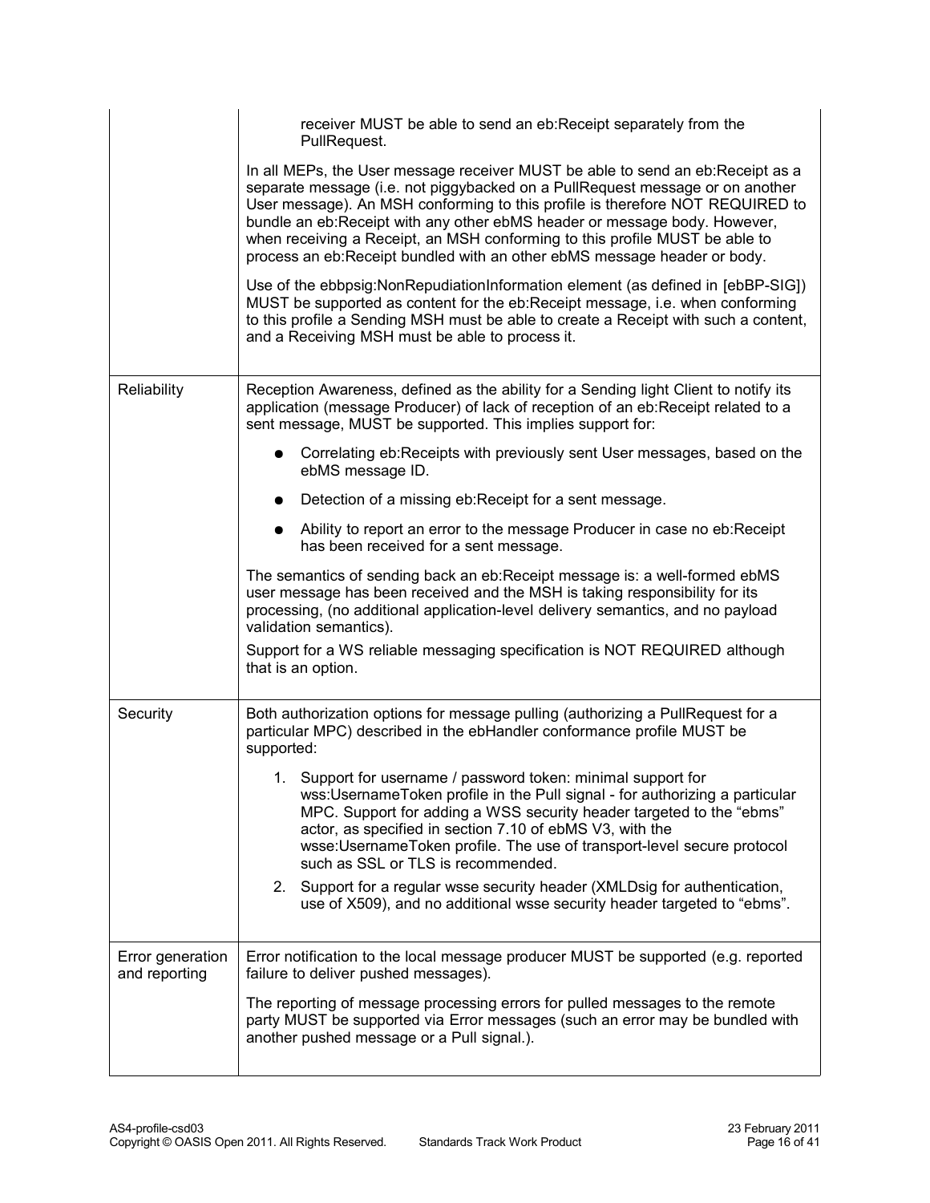| | |
|---|---|
| | receiver MUST be able to send an eb:Receipt separately from the PullRequest.<br><br>In all MEPs, the User message receiver MUST be able to send an eb:Receipt as a separate message (i.e. not piggybacked on a PullRequest message or on another User message). An MSH conforming to this profile is therefore NOT REQUIRED to bundle an eb:Receipt with any other ebMS header or message body. However, when receiving a Receipt, an MSH conforming to this profile MUST be able to process an eb:Receipt bundled with an other ebMS message header or body.<br><br>Use of the ebbpsig:NonRepudiationInformation element (as defined in [ebBP-SIG]) MUST be supported as content for the eb:Receipt message, i.e. when conforming to this profile a Sending MSH must be able to create a Receipt with such a content, and a Receiving MSH must be able to process it. |
| Reliability | Reception Awareness, defined as the ability for a Sending light Client to notify its application (message Producer) of lack of reception of an eb:Receipt related to a sent message, MUST be supported. This implies support for:<br><br>● Correlating eb:Receipts with previously sent User messages, based on the ebMS message ID.<br>● Detection of a missing eb:Receipt for a sent message.<br>● Ability to report an error to the message Producer in case no eb:Receipt has been received for a sent message.<br><br>The semantics of sending back an eb:Receipt message is: a well-formed ebMS user message has been received and the MSH is taking responsibility for its processing, (no additional application-level delivery semantics, and no payload validation semantics).<br>Support for a WS reliable messaging specification is NOT REQUIRED although that is an option. |
| Security | Both authorization options for message pulling (authorizing a PullRequest for a particular MPC) described in the ebHandler conformance profile MUST be supported:<br><br>1. Support for username / password token: minimal support for wss:UsernameToken profile in the Pull signal - for authorizing a particular MPC. Support for adding a WSS security header targeted to the "ebms" actor, as specified in section 7.10 of ebMS V3, with the wsse:UsernameToken profile. The use of transport-level secure protocol such as SSL or TLS is recommended.<br>2. Support for a regular wsse security header (XMLDsig for authentication, use of X509), and no additional wsse security header targeted to "ebms". |
| Error generation and reporting | Error notification to the local message producer MUST be supported (e.g. reported failure to deliver pushed messages).<br><br>The reporting of message processing errors for pulled messages to the remote party MUST be supported via Error messages (such an error may be bundled with another pushed message or a Pull signal.). |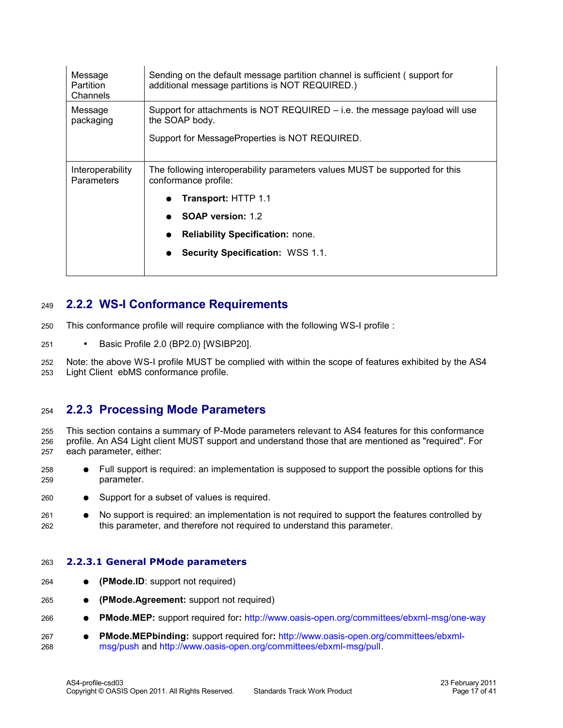| | |
|---|---|
| Message Partition Channels | Sending on the default message partition channel is sufficient ( support for additional message partitions is NOT REQUIRED.) |
| Message packaging | Support for attachments is NOT REQUIRED – i.e. the message payload will use the SOAP body.<br><br>Support for MessageProperties is NOT REQUIRED. |
| Interoperability Parameters | The following interoperability parameters values MUST be supported for this conformance profile:<br>● **Transport:** HTTP 1.1<br>● **SOAP version:** 1.2<br>● **Reliability Specification:** none.<br>● **Security Specification:** WSS 1.1. |

### 2.2.2 WS-I Conformance Requirements

This conformance profile will require compliance with the following WS-I profile :

- Basic Profile 2.0 (BP2.0) [WSIBP20].

Note: the above WS-I profile MUST be complied with within the scope of features exhibited by the AS4 Light Client ebMS conformance profile.

### 2.2.3 Processing Mode Parameters

This section contains a summary of P-Mode parameters relevant to AS4 features for this conformance profile. An AS4 Light client MUST support and understand those that are mentioned as "required". For each parameter, either:

- Full support is required: an implementation is supposed to support the possible options for this parameter.
- Support for a subset of values is required.
- No support is required: an implementation is not required to support the features controlled by this parameter, and therefore not required to understand this parameter.

#### 2.2.3.1 General PMode parameters

- **(PMode.ID**: support not required)
- **(PMode.Agreement:** support not required)
- **PMode.MEP:** support required for**:** http://www.oasis-open.org/committees/ebxml-msg/one-way
- **PMode.MEPbinding:** support required for**:** http://www.oasis-open.org/committees/ebxml-msg/push and http://www.oasis-open.org/committees/ebxml-msg/pull.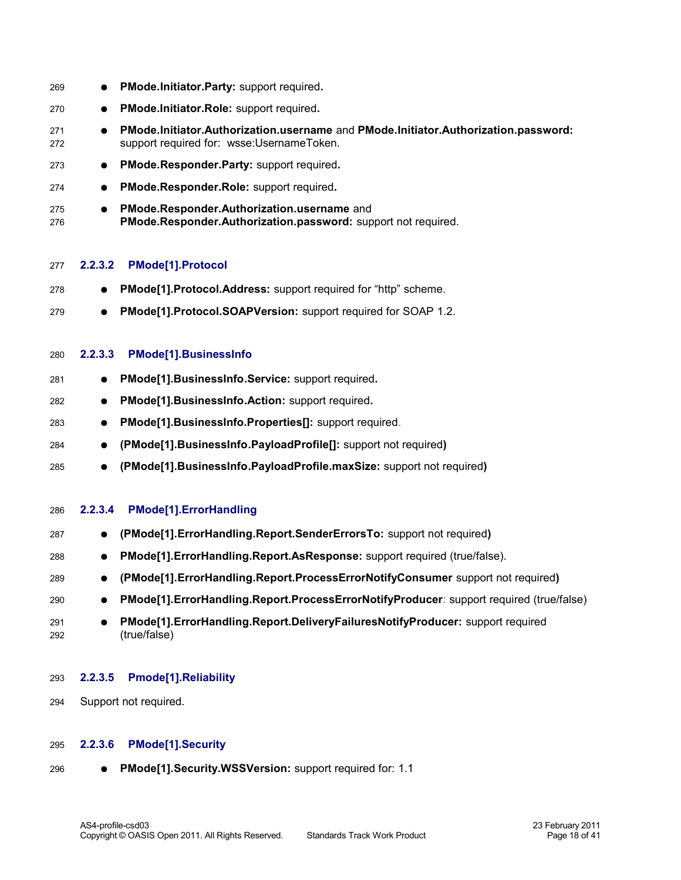- **PMode.Initiator.Party:** support required**.**
- **PMode.Initiator.Role:** support required**.**
- **PMode.Initiator.Authorization.username** and **PMode.Initiator.Authorization.password:** support required for: wsse:UsernameToken.
- **PMode.Responder.Party:** support required**.**
- **PMode.Responder.Role:** support required**.**
- **PMode.Responder.Authorization.username** and **PMode.Responder.Authorization.password:** support not required.

#### 2.2.3.2 PMode[1].Protocol

- **PMode[1].Protocol.Address:** support required for "http" scheme.
- **PMode[1].Protocol.SOAPVersion:** support required for SOAP 1.2.

#### 2.2.3.3 PMode[1].BusinessInfo

- **PMode[1].BusinessInfo.Service:** support required**.**
- **PMode[1].BusinessInfo.Action:** support required**.**
- **PMode[1].BusinessInfo.Properties[]:** support required.
- **(PMode[1].BusinessInfo.PayloadProfile[]:** support not required**)**
- **(PMode[1].BusinessInfo.PayloadProfile.maxSize:** support not required**)**

#### 2.2.3.4 PMode[1].ErrorHandling

- **(PMode[1].ErrorHandling.Report.SenderErrorsTo:** support not required**)**
- **PMode[1].ErrorHandling.Report.AsResponse:** support required (true/false).
- **(PMode[1].ErrorHandling.Report.ProcessErrorNotifyConsumer** support not required**)**
- **PMode[1].ErrorHandling.Report.ProcessErrorNotifyProducer**: support required (true/false)
- **PMode[1].ErrorHandling.Report.DeliveryFailuresNotifyProducer:** support required (true/false)

#### 2.2.3.5 Pmode[1].Reliability

Support not required.

#### 2.2.3.6 PMode[1].Security

- **PMode[1].Security.WSSVersion:** support required for: 1.1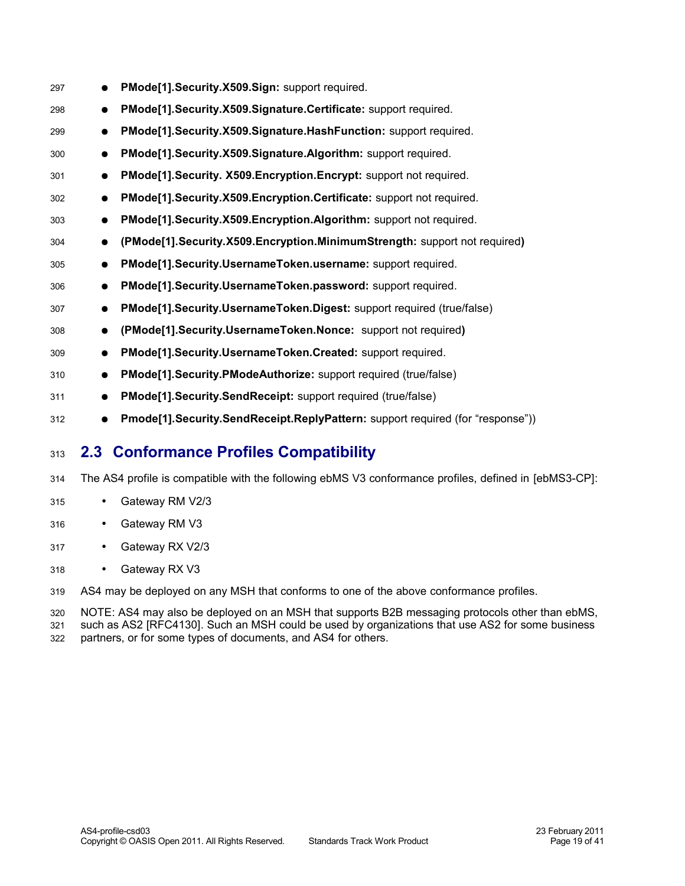- **PMode[1].Security.X509.Sign:** support required.
- **PMode[1].Security.X509.Signature.Certificate:** support required.
- **PMode[1].Security.X509.Signature.HashFunction:** support required.
- **PMode[1].Security.X509.Signature.Algorithm:** support required.
- **PMode[1].Security. X509.Encryption.Encrypt:** support not required.
- **PMode[1].Security.X509.Encryption.Certificate:** support not required.
- **PMode[1].Security.X509.Encryption.Algorithm:** support not required.
- **(PMode[1].Security.X509.Encryption.MinimumStrength:** support not required**)**
- **PMode[1].Security.UsernameToken.username:** support required.
- **PMode[1].Security.UsernameToken.password:** support required.
- **PMode[1].Security.UsernameToken.Digest:** support required (true/false)
- **(PMode[1].Security.UsernameToken.Nonce:** support not required**)**
- **PMode[1].Security.UsernameToken.Created:** support required.
- **PMode[1].Security.PModeAuthorize:** support required (true/false)
- **PMode[1].Security.SendReceipt:** support required (true/false)
- **Pmode[1].Security.SendReceipt.ReplyPattern:** support required (for "response"))

## 2.3 Conformance Profiles Compatibility

The AS4 profile is compatible with the following ebMS V3 conformance profiles, defined in [ebMS3-CP]:

- Gateway RM V2/3
- Gateway RM V3
- Gateway RX V2/3
- Gateway RX V3

AS4 may be deployed on any MSH that conforms to one of the above conformance profiles.

NOTE: AS4 may also be deployed on an MSH that supports B2B messaging protocols other than ebMS, such as AS2 [RFC4130]. Such an MSH could be used by organizations that use AS2 for some business partners, or for some types of documents, and AS4 for others.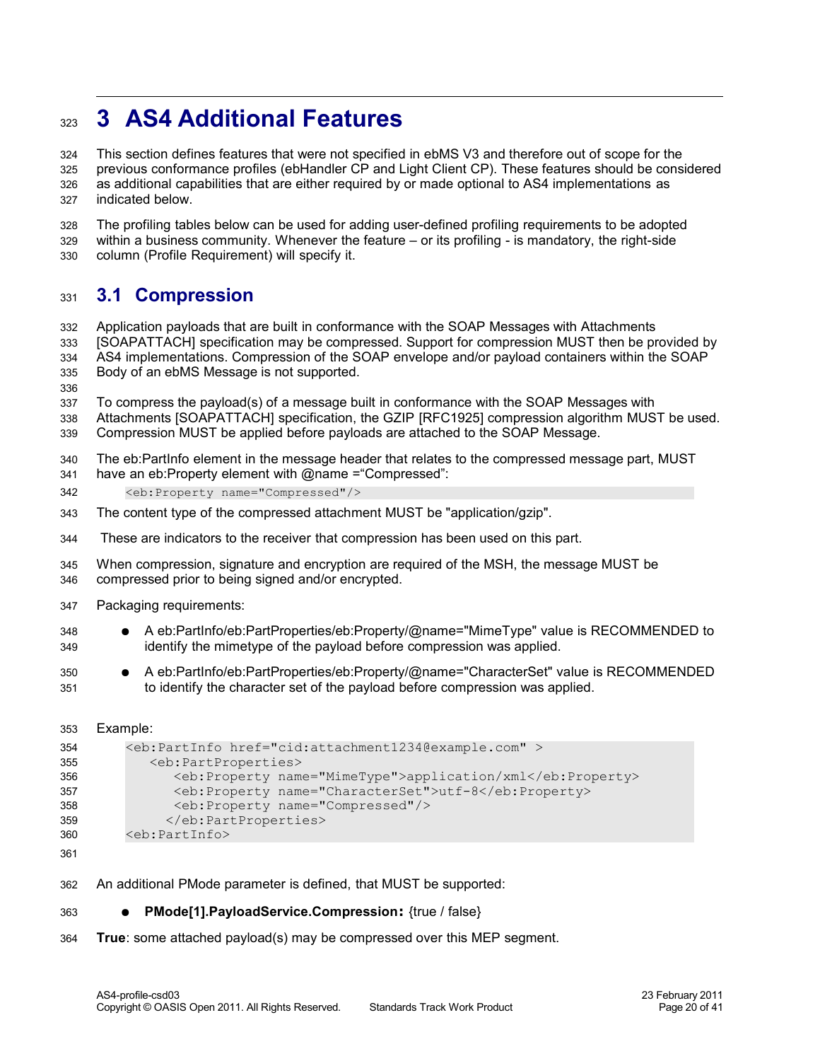# 3 AS4 Additional Features

This section defines features that were not specified in ebMS V3 and therefore out of scope for the previous conformance profiles (ebHandler CP and Light Client CP). These features should be considered as additional capabilities that are either required by or made optional to AS4 implementations as indicated below.

The profiling tables below can be used for adding user-defined profiling requirements to be adopted within a business community. Whenever the feature – or its profiling - is mandatory, the right-side column (Profile Requirement) will specify it.

## 3.1 Compression

Application payloads that are built in conformance with the SOAP Messages with Attachments [SOAPATTACH] specification may be compressed. Support for compression MUST then be provided by AS4 implementations. Compression of the SOAP envelope and/or payload containers within the SOAP Body of an ebMS Message is not supported.

To compress the payload(s) of a message built in conformance with the SOAP Messages with Attachments [SOAPATTACH] specification, the GZIP [RFC1925] compression algorithm MUST be used. Compression MUST be applied before payloads are attached to the SOAP Message.

The eb:PartInfo element in the message header that relates to the compressed message part, MUST have an eb:Property element with @name =“Compressed”:

```
<eb:Property name="Compressed"/>
```

The content type of the compressed attachment MUST be "application/gzip".

These are indicators to the receiver that compression has been used on this part.

When compression, signature and encryption are required of the MSH, the message MUST be compressed prior to being signed and/or encrypted.

Packaging requirements:

- A eb:PartInfo/eb:PartProperties/eb:Property/@name="MimeType" value is RECOMMENDED to identify the mimetype of the payload before compression was applied.
- A eb:PartInfo/eb:PartProperties/eb:Property/@name="CharacterSet" value is RECOMMENDED to identify the character set of the payload before compression was applied.

Example:

```
<eb:PartInfo href="cid:attachment1234@example.com" >
   <eb:PartProperties>
      <eb:Property name="MimeType">application/xml</eb:Property>
      <eb:Property name="CharacterSet">utf-8</eb:Property>
      <eb:Property name="Compressed"/>
     </eb:PartProperties>
<eb:PartInfo>
```

An additional PMode parameter is defined, that MUST be supported:

- **PMode[1].PayloadService.Compression:** {true / false}

**True**: some attached payload(s) may be compressed over this MEP segment.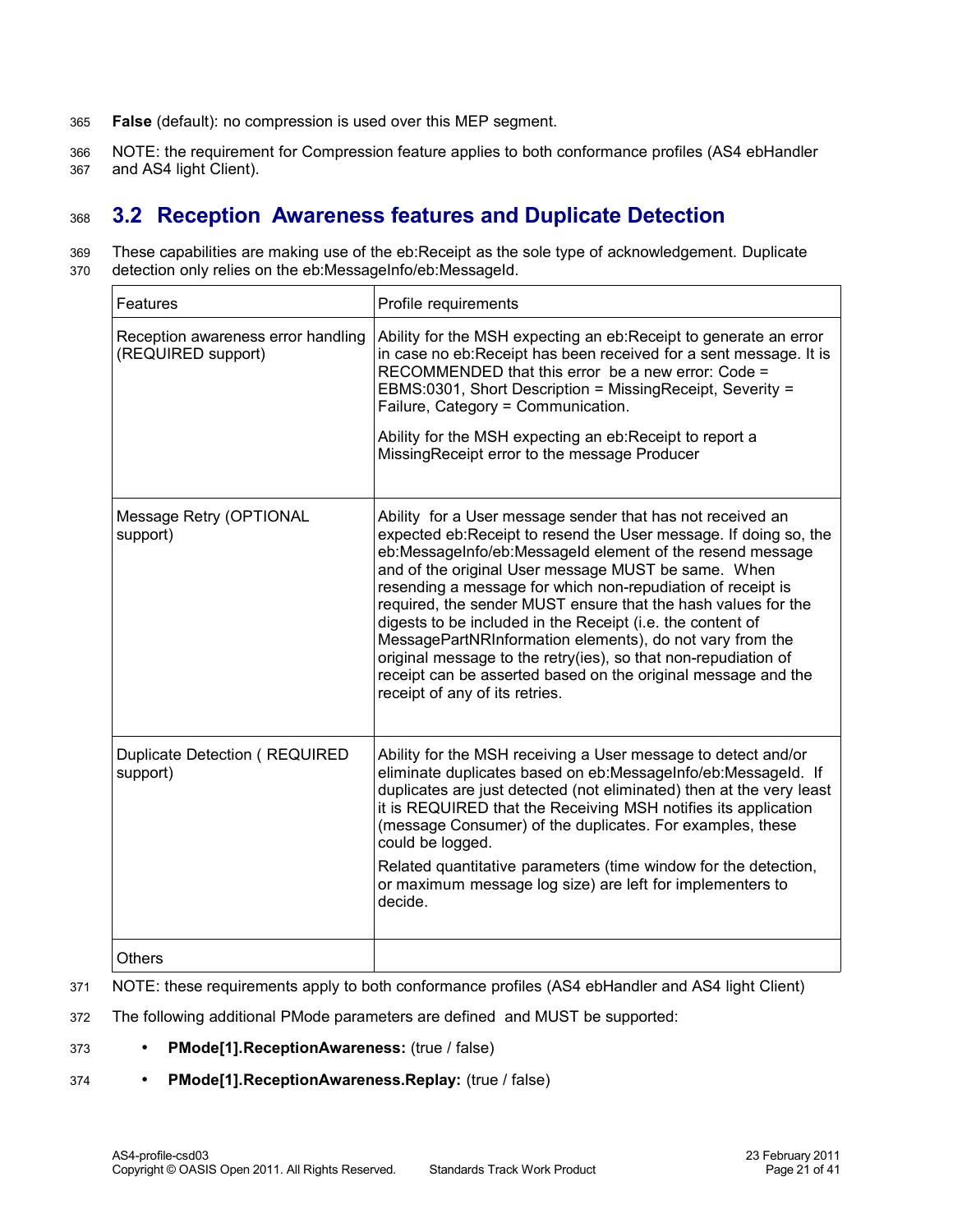**False** (default): no compression is used over this MEP segment.

NOTE: the requirement for Compression feature applies to both conformance profiles (AS4 ebHandler and AS4 light Client).

## 3.2 Reception Awareness features and Duplicate Detection

These capabilities are making use of the eb:Receipt as the sole type of acknowledgement. Duplicate detection only relies on the eb:MessageInfo/eb:MessageId.

| Features | Profile requirements |
|---|---|
| Reception awareness error handling (REQUIRED support) | Ability for the MSH expecting an eb:Receipt to generate an error in case no eb:Receipt has been received for a sent message. It is RECOMMENDED that this error be a new error: Code = EBMS:0301, Short Description = MissingReceipt, Severity = Failure, Category = Communication. <br><br> Ability for the MSH expecting an eb:Receipt to report a MissingReceipt error to the message Producer |
| Message Retry (OPTIONAL support) | Ability for a User message sender that has not received an expected eb:Receipt to resend the User message. If doing so, the eb:MessageInfo/eb:MessageId element of the resend message and of the original User message MUST be same. When resending a message for which non-repudiation of receipt is required, the sender MUST ensure that the hash values for the digests to be included in the Receipt (i.e. the content of MessagePartNRInformation elements), do not vary from the original message to the retry(ies), so that non-repudiation of receipt can be asserted based on the original message and the receipt of any of its retries. |
| Duplicate Detection ( REQUIRED support) | Ability for the MSH receiving a User message to detect and/or eliminate duplicates based on eb:MessageInfo/eb:MessageId. If duplicates are just detected (not eliminated) then at the very least it is REQUIRED that the Receiving MSH notifies its application (message Consumer) of the duplicates. For examples, these could be logged. <br><br> Related quantitative parameters (time window for the detection, or maximum message log size) are left for implementers to decide. |
| Others | |

NOTE: these requirements apply to both conformance profiles (AS4 ebHandler and AS4 light Client)

The following additional PMode parameters are defined and MUST be supported:

- **PMode[1].ReceptionAwareness:** (true / false)
- **PMode[1].ReceptionAwareness.Replay:** (true / false)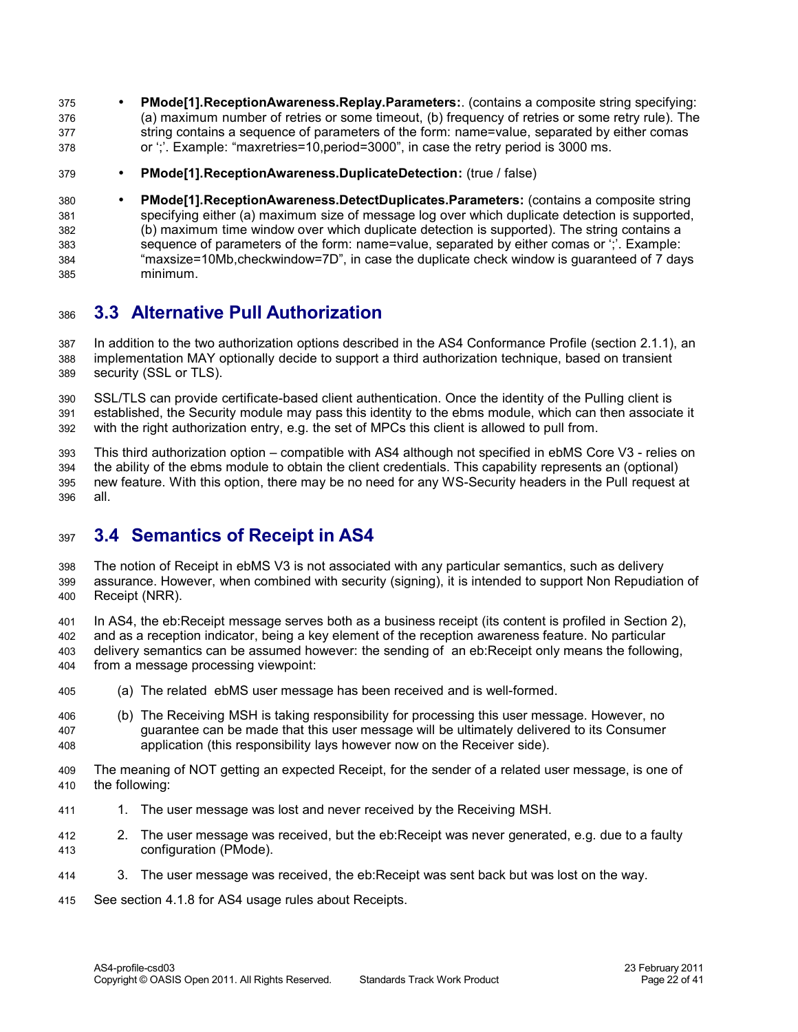- **PMode[1].ReceptionAwareness.Replay.Parameters:**. (contains a composite string specifying: (a) maximum number of retries or some timeout, (b) frequency of retries or some retry rule). The string contains a sequence of parameters of the form: name=value, separated by either comas or ';'. Example: "maxretries=10,period=3000", in case the retry period is 3000 ms.
- **PMode[1].ReceptionAwareness.DuplicateDetection:** (true / false)
- **PMode[1].ReceptionAwareness.DetectDuplicates.Parameters:** (contains a composite string specifying either (a) maximum size of message log over which duplicate detection is supported, (b) maximum time window over which duplicate detection is supported). The string contains a sequence of parameters of the form: name=value, separated by either comas or ';'. Example: "maxsize=10Mb,checkwindow=7D", in case the duplicate check window is guaranteed of 7 days minimum.

## 3.3 Alternative Pull Authorization

In addition to the two authorization options described in the AS4 Conformance Profile (section 2.1.1), an implementation MAY optionally decide to support a third authorization technique, based on transient security (SSL or TLS).

SSL/TLS can provide certificate-based client authentication. Once the identity of the Pulling client is established, the Security module may pass this identity to the ebms module, which can then associate it with the right authorization entry, e.g. the set of MPCs this client is allowed to pull from.

This third authorization option – compatible with AS4 although not specified in ebMS Core V3 - relies on the ability of the ebms module to obtain the client credentials. This capability represents an (optional) new feature. With this option, there may be no need for any WS-Security headers in the Pull request at all.

## 3.4 Semantics of Receipt in AS4

The notion of Receipt in ebMS V3 is not associated with any particular semantics, such as delivery assurance. However, when combined with security (signing), it is intended to support Non Repudiation of Receipt (NRR).

In AS4, the eb:Receipt message serves both as a business receipt (its content is profiled in Section 2), and as a reception indicator, being a key element of the reception awareness feature. No particular delivery semantics can be assumed however: the sending of an eb:Receipt only means the following, from a message processing viewpoint:

(a) The related ebMS user message has been received and is well-formed.

(b) The Receiving MSH is taking responsibility for processing this user message. However, no guarantee can be made that this user message will be ultimately delivered to its Consumer application (this responsibility lays however now on the Receiver side).

The meaning of NOT getting an expected Receipt, for the sender of a related user message, is one of the following:

1. The user message was lost and never received by the Receiving MSH.
2. The user message was received, but the eb:Receipt was never generated, e.g. due to a faulty configuration (PMode).
3. The user message was received, the eb:Receipt was sent back but was lost on the way.

See section 4.1.8 for AS4 usage rules about Receipts.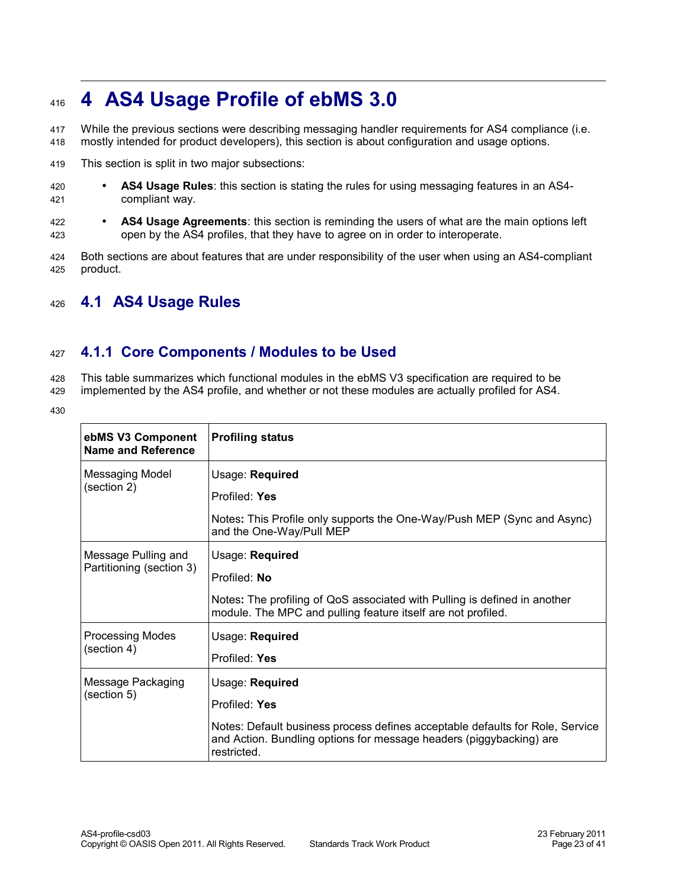# 4 AS4 Usage Profile of ebMS 3.0

While the previous sections were describing messaging handler requirements for AS4 compliance (i.e. mostly intended for product developers), this section is about configuration and usage options.

This section is split in two major subsections:

- **AS4 Usage Rules**: this section is stating the rules for using messaging features in an AS4-compliant way.
- **AS4 Usage Agreements**: this section is reminding the users of what are the main options left open by the AS4 profiles, that they have to agree on in order to interoperate.

Both sections are about features that are under responsibility of the user when using an AS4-compliant product.

## 4.1 AS4 Usage Rules

### 4.1.1 Core Components / Modules to be Used

This table summarizes which functional modules in the ebMS V3 specification are required to be implemented by the AS4 profile, and whether or not these modules are actually profiled for AS4.

| **ebMS V3 Component Name and Reference** | **Profiling status** |
|---|---|
| Messaging Model (section 2) | Usage: **Required**<br><br>Profiled: **Yes**<br><br>Notes**:** This Profile only supports the One-Way/Push MEP (Sync and Async) and the One-Way/Pull MEP |
| Message Pulling and Partitioning (section 3) | Usage: **Required**<br><br>Profiled: **No**<br><br>Notes**:** The profiling of QoS associated with Pulling is defined in another module. The MPC and pulling feature itself are not profiled. |
| Processing Modes (section 4) | Usage: **Required**<br><br>Profiled: **Yes** |
| Message Packaging (section 5) | Usage: **Required**<br><br>Profiled: **Yes**<br><br>Notes: Default business process defines acceptable defaults for Role, Service and Action. Bundling options for message headers (piggybacking) are restricted. |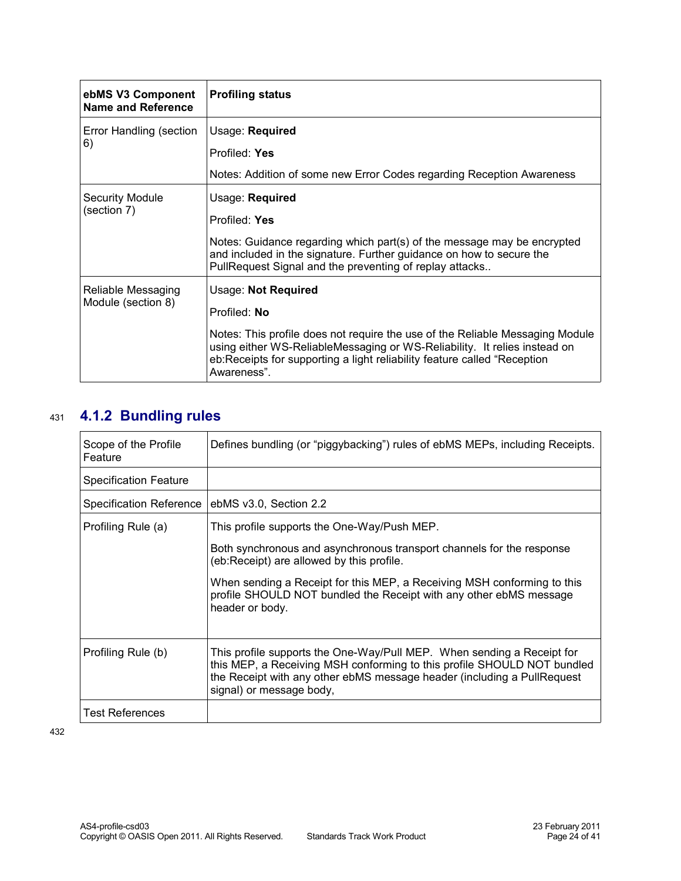| ebMS V3 Component Name and Reference | Profiling status |
|---|---|
| Error Handling (section 6) | Usage: **Required**<br><br>Profiled: **Yes**<br><br>Notes: Addition of some new Error Codes regarding Reception Awareness |
| Security Module (section 7) | Usage: **Required**<br><br>Profiled: **Yes**<br><br>Notes: Guidance regarding which part(s) of the message may be encrypted and included in the signature. Further guidance on how to secure the PullRequest Signal and the preventing of replay attacks.. |
| Reliable Messaging Module (section 8) | Usage: **Not Required**<br><br>Profiled: **No**<br><br>Notes: This profile does not require the use of the Reliable Messaging Module using either WS-ReliableMessaging or WS-Reliability. It relies instead on eb:Receipts for supporting a light reliability feature called "Reception Awareness". |

### 4.1.2 Bundling rules

| Scope of the Profile Feature | Defines bundling (or "piggybacking") rules of ebMS MEPs, including Receipts. |
|---|---|
| Specification Feature | |
| Specification Reference | ebMS v3.0, Section 2.2 |
| Profiling Rule (a) | This profile supports the One-Way/Push MEP.<br><br>Both synchronous and asynchronous transport channels for the response (eb:Receipt) are allowed by this profile.<br><br>When sending a Receipt for this MEP, a Receiving MSH conforming to this profile SHOULD NOT bundled the Receipt with any other ebMS message header or body. |
| Profiling Rule (b) | This profile supports the One-Way/Pull MEP. When sending a Receipt for this MEP, a Receiving MSH conforming to this profile SHOULD NOT bundled the Receipt with any other ebMS message header (including a PullRequest signal) or message body, |
| Test References | |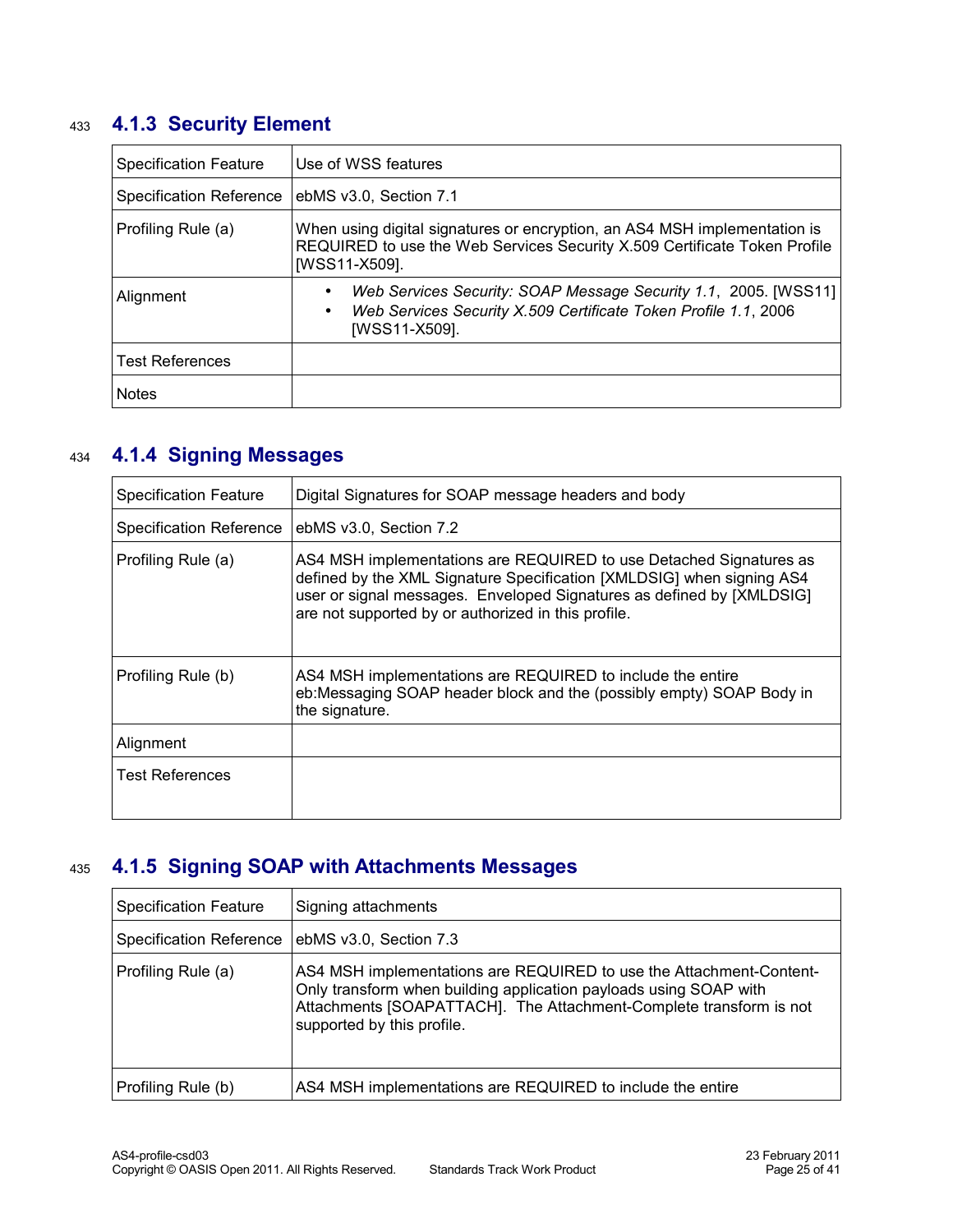### 4.1.3 Security Element

| Specification Feature | Use of WSS features |
|---|---|
| Specification Reference | ebMS v3.0, Section 7.1 |
| Profiling Rule (a) | When using digital signatures or encryption, an AS4 MSH implementation is REQUIRED to use the Web Services Security X.509 Certificate Token Profile [WSS11-X509]. |
| Alignment | • *Web Services Security: SOAP Message Security 1.1*, 2005. [WSS11]<br>• *Web Services Security X.509 Certificate Token Profile 1.1*, 2006 [WSS11-X509]. |
| Test References | |
| Notes | |

### 4.1.4 Signing Messages

| Specification Feature | Digital Signatures for SOAP message headers and body |
|---|---|
| Specification Reference | ebMS v3.0, Section 7.2 |
| Profiling Rule (a) | AS4 MSH implementations are REQUIRED to use Detached Signatures as defined by the XML Signature Specification [XMLDSIG] when signing AS4 user or signal messages. Enveloped Signatures as defined by [XMLDSIG] are not supported by or authorized in this profile. |
| Profiling Rule (b) | AS4 MSH implementations are REQUIRED to include the entire eb:Messaging SOAP header block and the (possibly empty) SOAP Body in the signature. |
| Alignment | |
| Test References | |

### 4.1.5 Signing SOAP with Attachments Messages

| Specification Feature | Signing attachments |
|---|---|
| Specification Reference | ebMS v3.0, Section 7.3 |
| Profiling Rule (a) | AS4 MSH implementations are REQUIRED to use the Attachment-Content-Only transform when building application payloads using SOAP with Attachments [SOAPATTACH]. The Attachment-Complete transform is not supported by this profile. |
| Profiling Rule (b) | AS4 MSH implementations are REQUIRED to include the entire |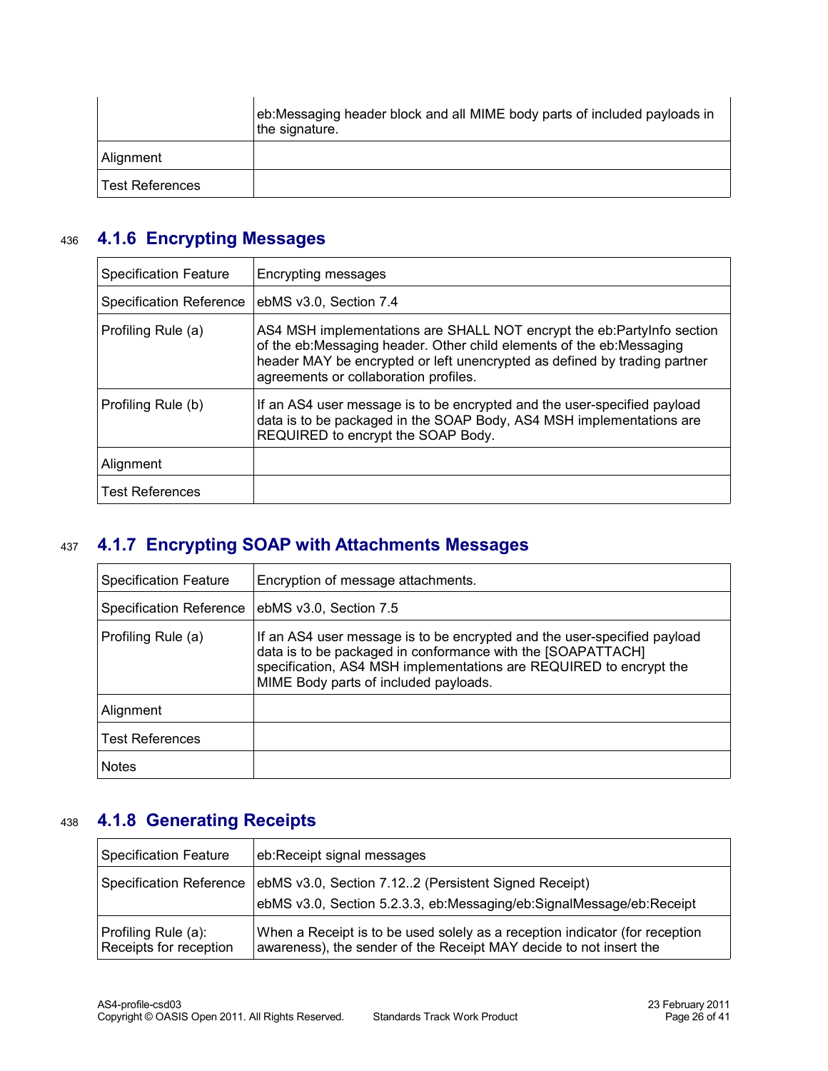| | |
|---|---|
| | eb:Messaging header block and all MIME body parts of included payloads in the signature. |
| Alignment | |
| Test References | |

### 4.1.6 Encrypting Messages

| | |
|---|---|
| Specification Feature | Encrypting messages |
| Specification Reference | ebMS v3.0, Section 7.4 |
| Profiling Rule (a) | AS4 MSH implementations are SHALL NOT encrypt the eb:PartyInfo section of the eb:Messaging header. Other child elements of the eb:Messaging header MAY be encrypted or left unencrypted as defined by trading partner agreements or collaboration profiles. |
| Profiling Rule (b) | If an AS4 user message is to be encrypted and the user-specified payload data is to be packaged in the SOAP Body, AS4 MSH implementations are REQUIRED to encrypt the SOAP Body. |
| Alignment | |
| Test References | |

### 4.1.7 Encrypting SOAP with Attachments Messages

| | |
|---|---|
| Specification Feature | Encryption of message attachments. |
| Specification Reference | ebMS v3.0, Section 7.5 |
| Profiling Rule (a) | If an AS4 user message is to be encrypted and the user-specified payload data is to be packaged in conformance with the [SOAPATTACH] specification, AS4 MSH implementations are REQUIRED to encrypt the MIME Body parts of included payloads. |
| Alignment | |
| Test References | |
| Notes | |

### 4.1.8 Generating Receipts

| | |
|---|---|
| Specification Feature | eb:Receipt signal messages |
| Specification Reference | ebMS v3.0, Section 7.12..2 (Persistent Signed Receipt)<br>ebMS v3.0, Section 5.2.3.3, eb:Messaging/eb:SignalMessage/eb:Receipt |
| Profiling Rule (a): Receipts for reception | When a Receipt is to be used solely as a reception indicator (for reception awareness), the sender of the Receipt MAY decide to not insert the |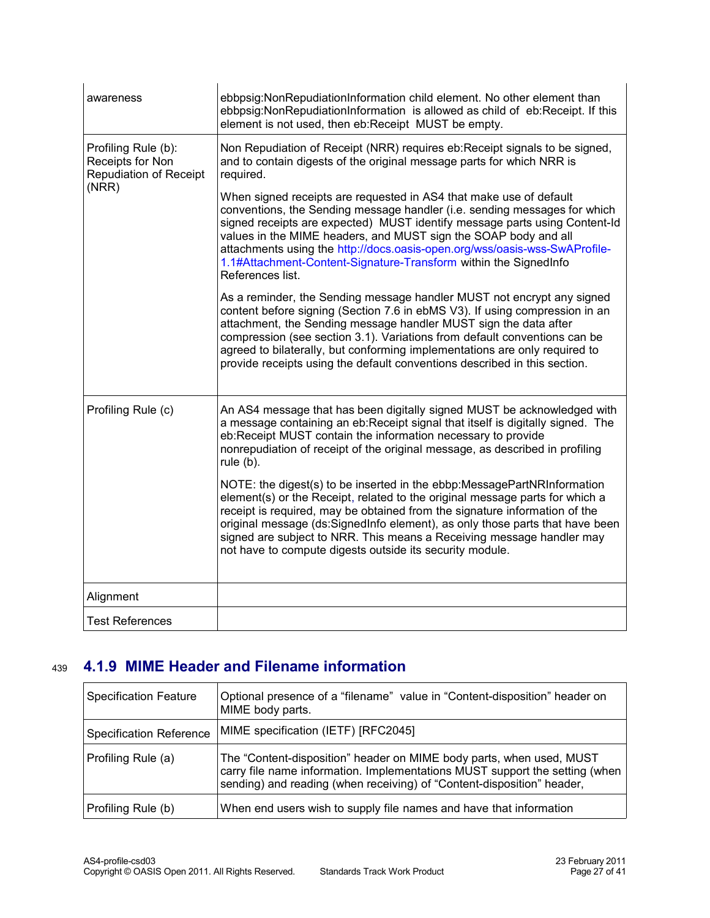| | |
|---|---|
| awareness | ebbpsig:NonRepudiationInformation child element. No other element than ebbpsig:NonRepudiationInformation is allowed as child of eb:Receipt. If this element is not used, then eb:Receipt MUST be empty. |
| Profiling Rule (b): Receipts for Non Repudiation of Receipt (NRR) | Non Repudiation of Receipt (NRR) requires eb:Receipt signals to be signed, and to contain digests of the original message parts for which NRR is required.<br><br>When signed receipts are requested in AS4 that make use of default conventions, the Sending message handler (i.e. sending messages for which signed receipts are expected) MUST identify message parts using Content-Id values in the MIME headers, and MUST sign the SOAP body and all attachments using the http://docs.oasis-open.org/wss/oasis-wss-SwAProfile-1.1#Attachment-Content-Signature-Transform within the SignedInfo References list.<br><br>As a reminder, the Sending message handler MUST not encrypt any signed content before signing (Section 7.6 in ebMS V3). If using compression in an attachment, the Sending message handler MUST sign the data after compression (see section 3.1). Variations from default conventions can be agreed to bilaterally, but conforming implementations are only required to provide receipts using the default conventions described in this section. |
| Profiling Rule (c) | An AS4 message that has been digitally signed MUST be acknowledged with a message containing an eb:Receipt signal that itself is digitally signed. The eb:Receipt MUST contain the information necessary to provide nonrepudiation of receipt of the original message, as described in profiling rule (b).<br><br>NOTE: the digest(s) to be inserted in the ebbp:MessagePartNRInformation element(s) or the Receipt, related to the original message parts for which a receipt is required, may be obtained from the signature information of the original message (ds:SignedInfo element), as only those parts that have been signed are subject to NRR. This means a Receiving message handler may not have to compute digests outside its security module. |
| Alignment | |
| Test References | |

### 4.1.9 MIME Header and Filename information

| | |
|---|---|
| Specification Feature | Optional presence of a "filename" value in "Content-disposition" header on MIME body parts. |
| Specification Reference | MIME specification (IETF) [RFC2045] |
| Profiling Rule (a) | The "Content-disposition" header on MIME body parts, when used, MUST carry file name information. Implementations MUST support the setting (when sending) and reading (when receiving) of "Content-disposition" header, |
| Profiling Rule (b) | When end users wish to supply file names and have that information |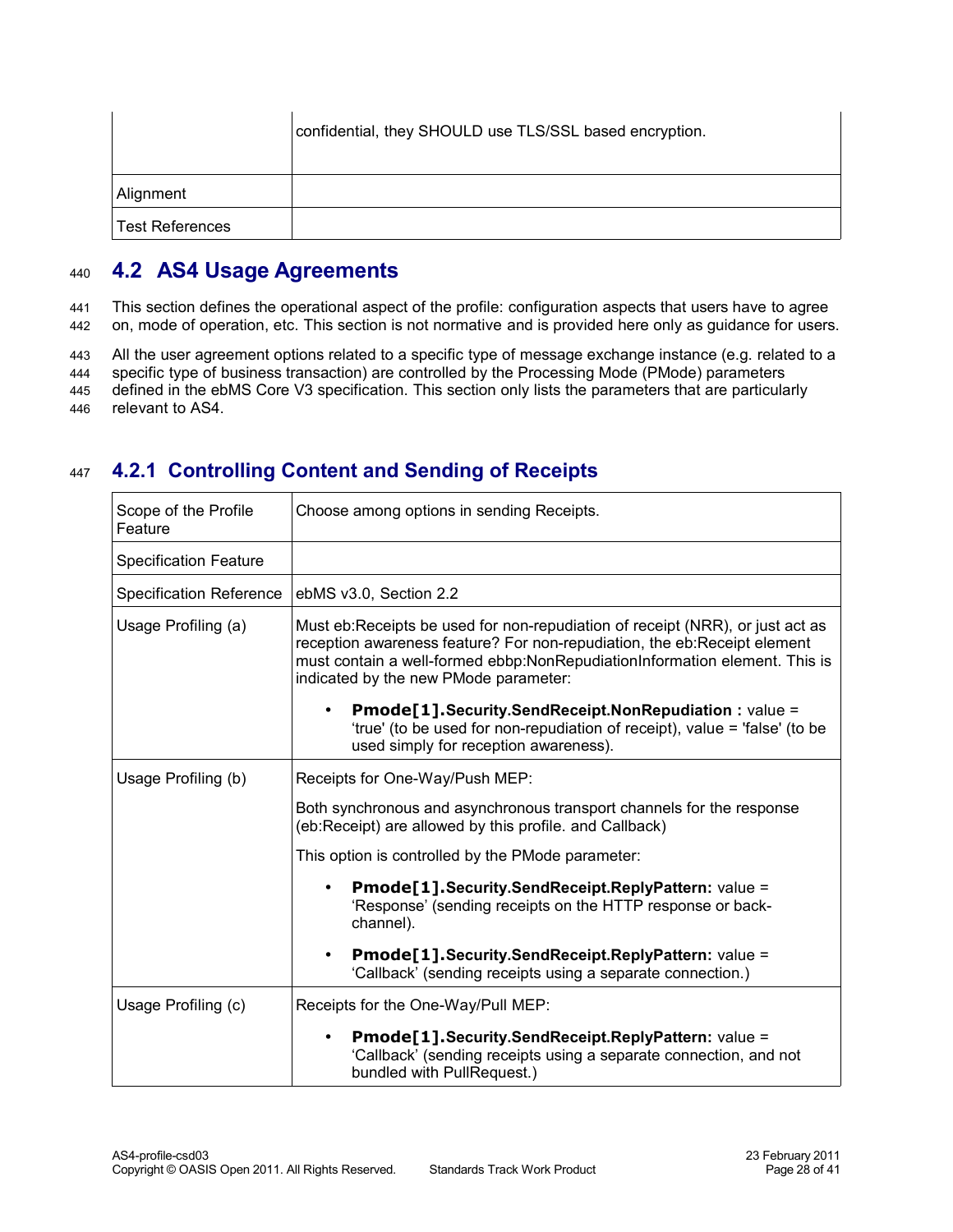| | |
|---|---|
| | confidential, they SHOULD use TLS/SSL based encryption. |
| Alignment | |
| Test References | |

## 4.2 AS4 Usage Agreements

This section defines the operational aspect of the profile: configuration aspects that users have to agree on, mode of operation, etc. This section is not normative and is provided here only as guidance for users.

All the user agreement options related to a specific type of message exchange instance (e.g. related to a specific type of business transaction) are controlled by the Processing Mode (PMode) parameters defined in the ebMS Core V3 specification. This section only lists the parameters that are particularly relevant to AS4.

### 4.2.1 Controlling Content and Sending of Receipts

| | |
|---|---|
| Scope of the Profile Feature | Choose among options in sending Receipts. |
| Specification Feature | |
| Specification Reference | ebMS v3.0, Section 2.2 |
| Usage Profiling (a) | Must eb:Receipts be used for non-repudiation of receipt (NRR), or just act as reception awareness feature? For non-repudiation, the eb:Receipt element must contain a well-formed ebbp:NonRepudiationInformation element. This is indicated by the new PMode parameter:<br><br>• **Pmode[1].Security.SendReceipt.NonRepudiation :** value = 'true' (to be used for non-repudiation of receipt), value = 'false' (to be used simply for reception awareness). |
| Usage Profiling (b) | Receipts for One-Way/Push MEP:<br><br>Both synchronous and asynchronous transport channels for the response (eb:Receipt) are allowed by this profile. and Callback)<br><br>This option is controlled by the PMode parameter:<br><br>• **Pmode[1].Security.SendReceipt.ReplyPattern:** value = 'Response' (sending receipts on the HTTP response or back-channel).<br><br>• **Pmode[1].Security.SendReceipt.ReplyPattern:** value = 'Callback' (sending receipts using a separate connection.) |
| Usage Profiling (c) | Receipts for the One-Way/Pull MEP:<br><br>• **Pmode[1].Security.SendReceipt.ReplyPattern:** value = 'Callback' (sending receipts using a separate connection, and not bundled with PullRequest.) |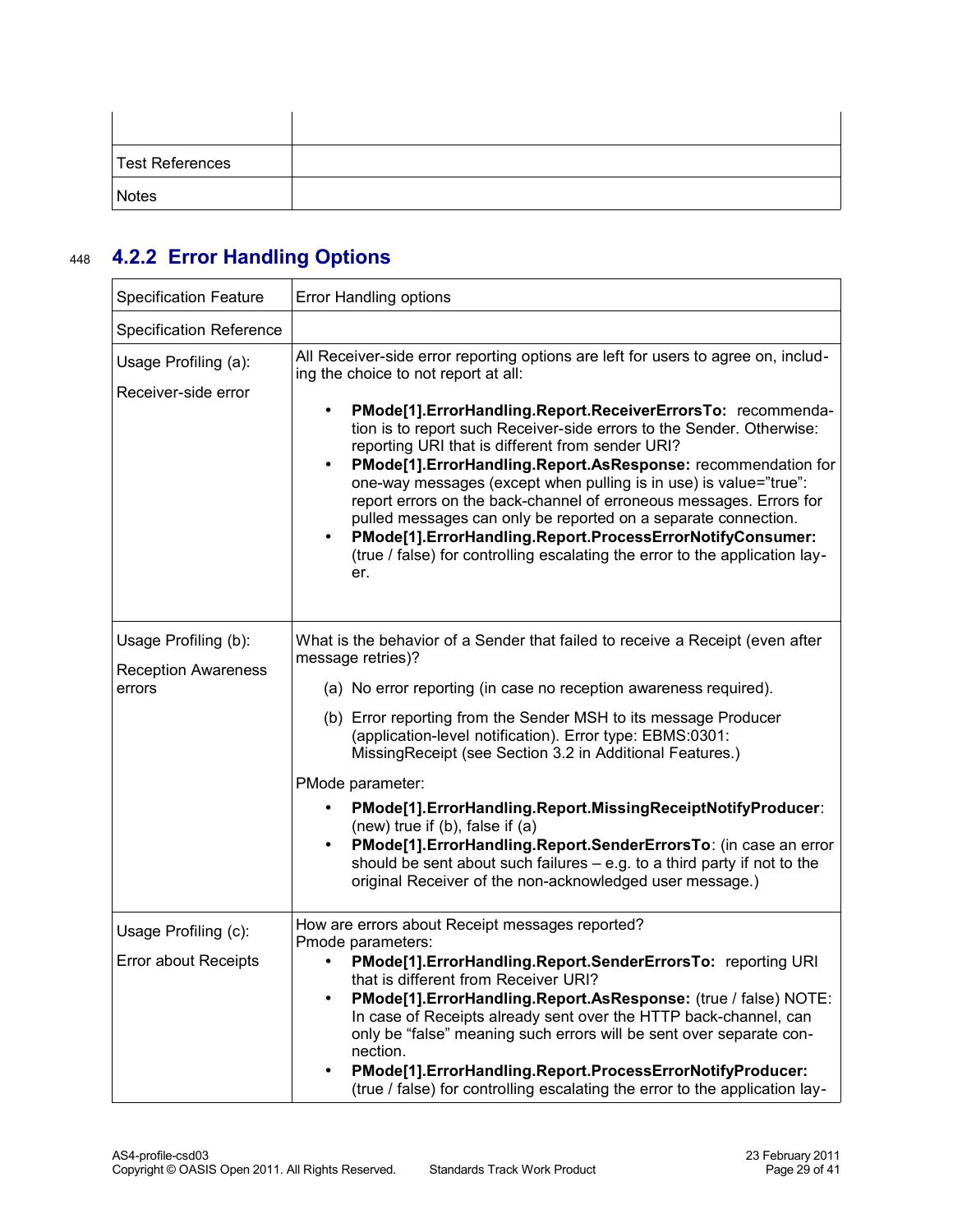| | |
|---|---|
| | |
| Test References | |
| Notes | |

## 4.2.2 Error Handling Options

| Specification Feature | Error Handling options |
|---|---|
| Specification Reference | |
| Usage Profiling (a):<br><br>Receiver-side error | All Receiver-side error reporting options are left for users to agree on, including the choice to not report at all:<br><br>• **PMode[1].ErrorHandling.Report.ReceiverErrorsTo:** recommendation is to report such Receiver-side errors to the Sender. Otherwise: reporting URI that is different from sender URI?<br>• **PMode[1].ErrorHandling.Report.AsResponse:** recommendation for one-way messages (except when pulling is in use) is value="true": report errors on the back-channel of erroneous messages. Errors for pulled messages can only be reported on a separate connection.<br>• **PMode[1].ErrorHandling.Report.ProcessErrorNotifyConsumer:** (true / false) for controlling escalating the error to the application layer. |
| Usage Profiling (b):<br><br>Reception Awareness errors | What is the behavior of a Sender that failed to receive a Receipt (even after message retries)?<br><br>(a) No error reporting (in case no reception awareness required).<br><br>(b) Error reporting from the Sender MSH to its message Producer (application-level notification). Error type: EBMS:0301: MissingReceipt (see Section 3.2 in Additional Features.)<br><br>PMode parameter:<br><br>• **PMode[1].ErrorHandling.Report.MissingReceiptNotifyProducer**: (new) true if (b), false if (a)<br>• **PMode[1].ErrorHandling.Report.SenderErrorsTo**: (in case an error should be sent about such failures – e.g. to a third party if not to the original Receiver of the non-acknowledged user message.) |
| Usage Profiling (c):<br><br>Error about Receipts | How are errors about Receipt messages reported?<br>Pmode parameters:<br>• **PMode[1].ErrorHandling.Report.SenderErrorsTo:** reporting URI that is different from Receiver URI?<br>• **PMode[1].ErrorHandling.Report.AsResponse:** (true / false) NOTE: In case of Receipts already sent over the HTTP back-channel, can only be "false" meaning such errors will be sent over separate connection.<br>• **PMode[1].ErrorHandling.Report.ProcessErrorNotifyProducer:** (true / false) for controlling escalating the error to the application lay- |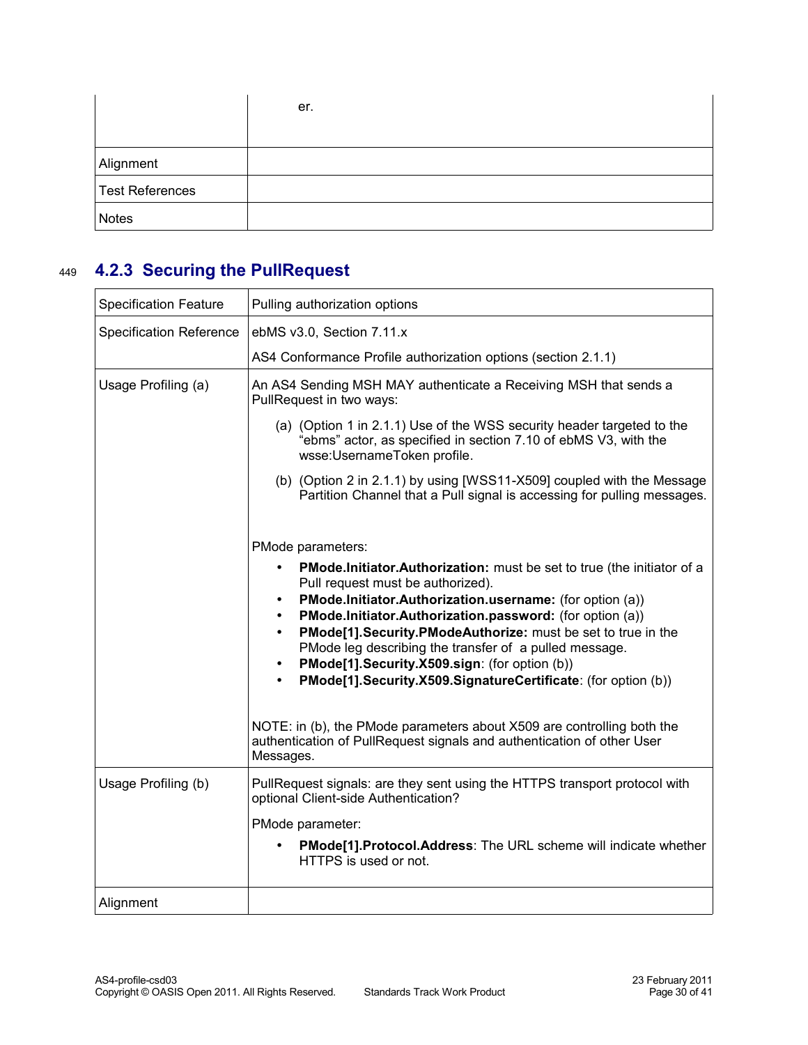|  | er. |
|---|---|
| Alignment |  |
| Test References |  |
| Notes |  |

### 4.2.3 Securing the PullRequest

| Specification Feature | Pulling authorization options |
|---|---|
| Specification Reference | ebMS v3.0, Section 7.11.x<br><br>AS4 Conformance Profile authorization options (section 2.1.1) |
| Usage Profiling (a) | An AS4 Sending MSH MAY authenticate a Receiving MSH that sends a PullRequest in two ways:<br><br>(a) (Option 1 in 2.1.1) Use of the WSS security header targeted to the "ebms" actor, as specified in section 7.10 of ebMS V3, with the wsse:UsernameToken profile.<br><br>(b) (Option 2 in 2.1.1) by using [WSS11-X509] coupled with the Message Partition Channel that a Pull signal is accessing for pulling messages.<br><br>PMode parameters:<br><br>• **PMode.Initiator.Authorization:** must be set to true (the initiator of a Pull request must be authorized).<br>• **PMode.Initiator.Authorization.username:** (for option (a))<br>• **PMode.Initiator.Authorization.password:** (for option (a))<br>• **PMode[1].Security.PModeAuthorize:** must be set to true in the PMode leg describing the transfer of a pulled message.<br>• **PMode[1].Security.X509.sign**: (for option (b))<br>• **PMode[1].Security.X509.SignatureCertificate**: (for option (b))<br><br>NOTE: in (b), the PMode parameters about X509 are controlling both the authentication of PullRequest signals and authentication of other User Messages. |
| Usage Profiling (b) | PullRequest signals: are they sent using the HTTPS transport protocol with optional Client-side Authentication?<br><br>PMode parameter:<br><br>• **PMode[1].Protocol.Address**: The URL scheme will indicate whether HTTPS is used or not. |
| Alignment |  |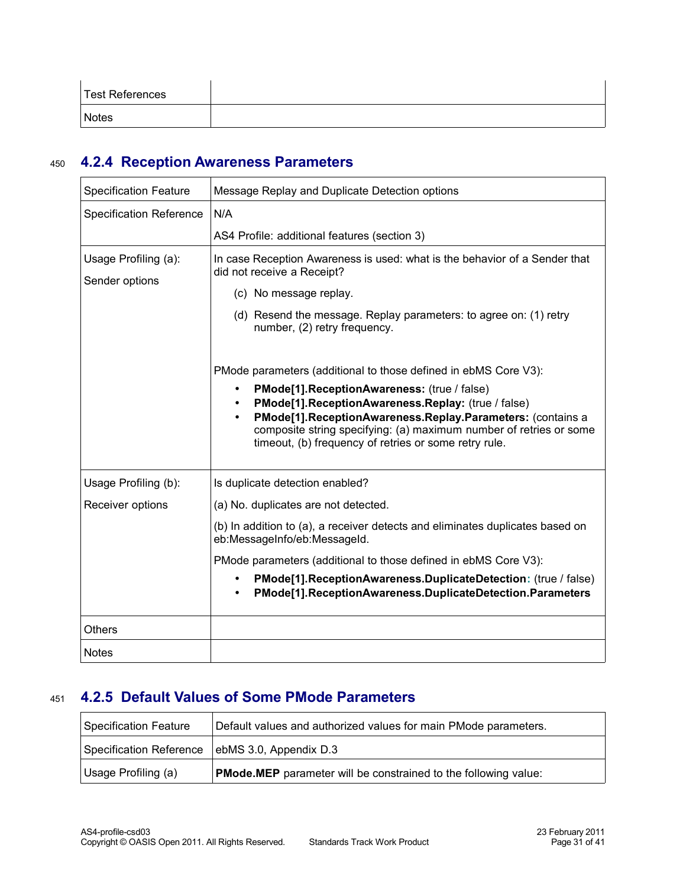| Test References | |
|---|---|
| Notes | |

### 4.2.4 Reception Awareness Parameters

| Specification Feature | Message Replay and Duplicate Detection options |
|---|---|
| Specification Reference | N/A<br><br>AS4 Profile: additional features (section 3) |
| Usage Profiling (a):<br><br>Sender options | In case Reception Awareness is used: what is the behavior of a Sender that did not receive a Receipt?<br><br>(c) No message replay.<br><br>(d) Resend the message. Replay parameters: to agree on: (1) retry number, (2) retry frequency.<br><br>PMode parameters (additional to those defined in ebMS Core V3):<br><br>• **PMode[1].ReceptionAwareness:** (true / false)<br>• **PMode[1].ReceptionAwareness.Replay:** (true / false)<br>• **PMode[1].ReceptionAwareness.Replay.Parameters:** (contains a composite string specifying: (a) maximum number of retries or some timeout, (b) frequency of retries or some retry rule. |
| Usage Profiling (b):<br><br>Receiver options | Is duplicate detection enabled?<br><br>(a) No. duplicates are not detected.<br><br>(b) In addition to (a), a receiver detects and eliminates duplicates based on eb:MessageInfo/eb:MessageId.<br><br>PMode parameters (additional to those defined in ebMS Core V3):<br><br>• **PMode[1].ReceptionAwareness.DuplicateDetection:** (true / false)<br>• **PMode[1].ReceptionAwareness.DuplicateDetection.Parameters** |
| Others | |
| Notes | |

### 4.2.5 Default Values of Some PMode Parameters

| Specification Feature | Default values and authorized values for main PMode parameters. |
|---|---|
| Specification Reference | ebMS 3.0, Appendix D.3 |
| Usage Profiling (a) | **PMode.MEP** parameter will be constrained to the following value: |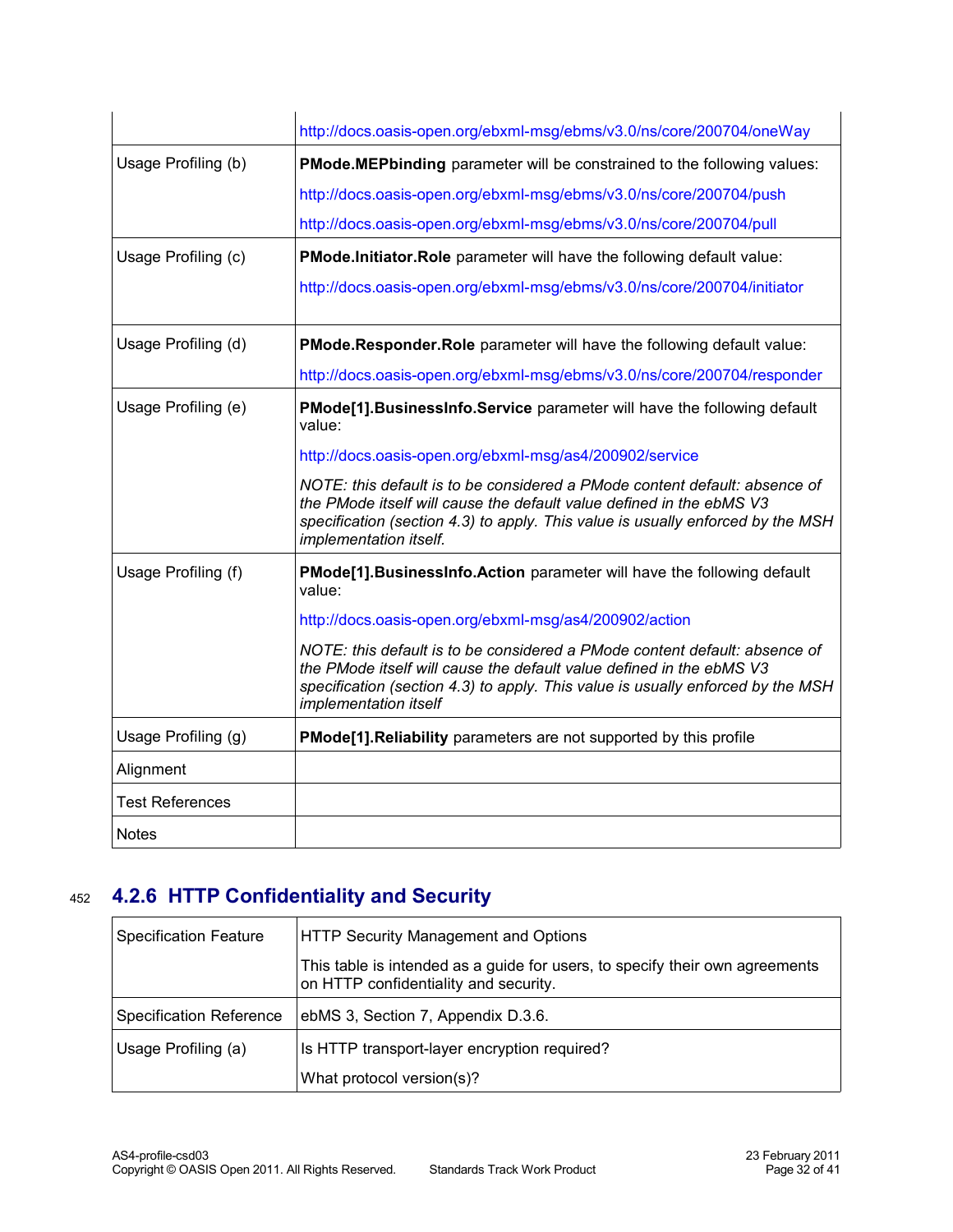| | |
|---|---|
| | http://docs.oasis-open.org/ebxml-msg/ebms/v3.0/ns/core/200704/oneWay |
| Usage Profiling (b) | **PMode.MEPbinding** parameter will be constrained to the following values:<br>http://docs.oasis-open.org/ebxml-msg/ebms/v3.0/ns/core/200704/push<br>http://docs.oasis-open.org/ebxml-msg/ebms/v3.0/ns/core/200704/pull |
| Usage Profiling (c) | **PMode.Initiator.Role** parameter will have the following default value:<br>http://docs.oasis-open.org/ebxml-msg/ebms/v3.0/ns/core/200704/initiator |
| Usage Profiling (d) | **PMode.Responder.Role** parameter will have the following default value:<br>http://docs.oasis-open.org/ebxml-msg/ebms/v3.0/ns/core/200704/responder |
| Usage Profiling (e) | **PMode[1].BusinessInfo.Service** parameter will have the following default value:<br>http://docs.oasis-open.org/ebxml-msg/as4/200902/service<br>*NOTE: this default is to be considered a PMode content default: absence of the PMode itself will cause the default value defined in the ebMS V3 specification (section 4.3) to apply. This value is usually enforced by the MSH implementation itself.* |
| Usage Profiling (f) | **PMode[1].BusinessInfo.Action** parameter will have the following default value:<br>http://docs.oasis-open.org/ebxml-msg/as4/200902/action<br>*NOTE: this default is to be considered a PMode content default: absence of the PMode itself will cause the default value defined in the ebMS V3 specification (section 4.3) to apply. This value is usually enforced by the MSH implementation itself* |
| Usage Profiling (g) | **PMode[1].Reliability** parameters are not supported by this profile |
| Alignment | |
| Test References | |
| Notes | |

### 4.2.6 HTTP Confidentiality and Security

| | |
|---|---|
| Specification Feature | HTTP Security Management and Options<br>This table is intended as a guide for users, to specify their own agreements on HTTP confidentiality and security. |
| Specification Reference | ebMS 3, Section 7, Appendix D.3.6. |
| Usage Profiling (a) | Is HTTP transport-layer encryption required?<br>What protocol version(s)? |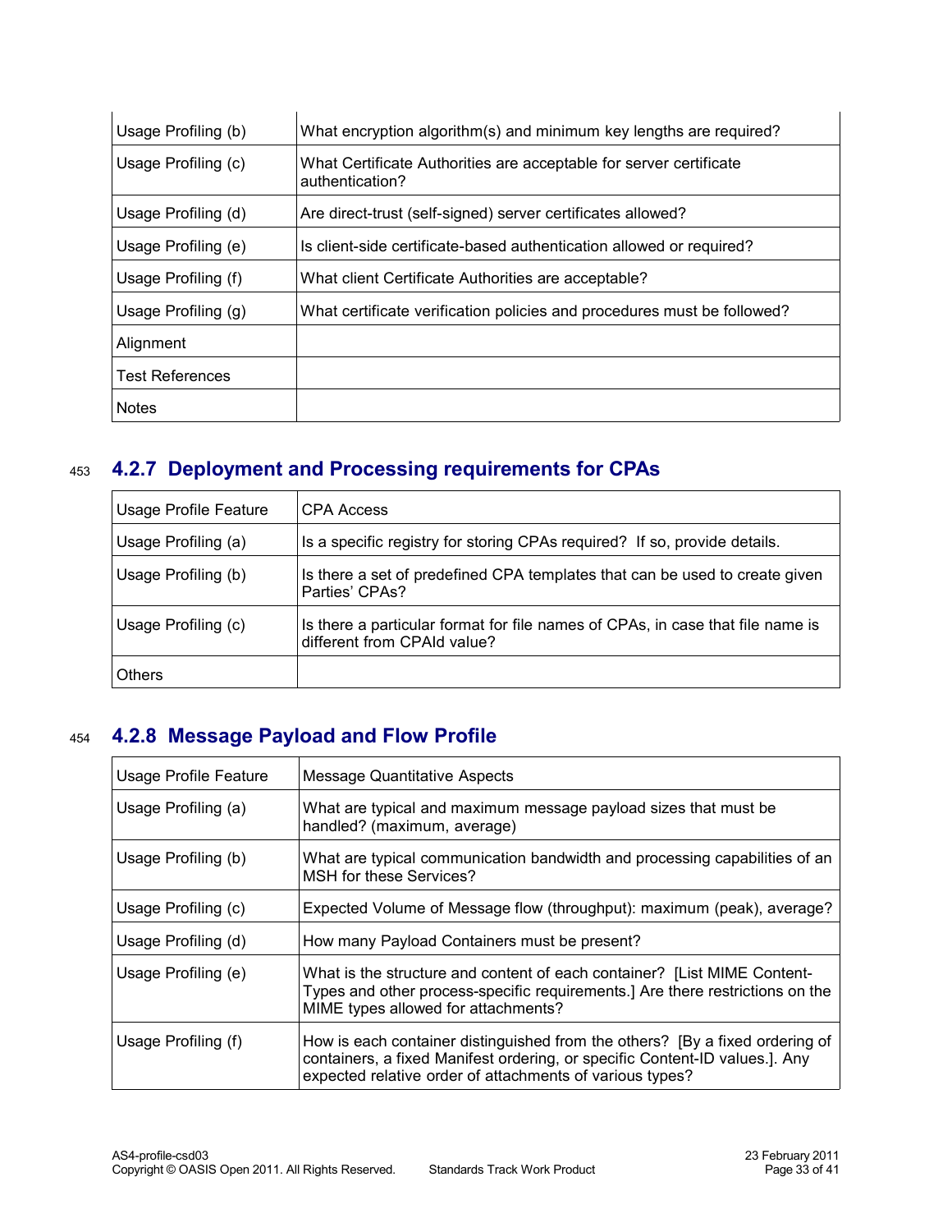| | |
|---|---|
| Usage Profiling (b) | What encryption algorithm(s) and minimum key lengths are required? |
| Usage Profiling (c) | What Certificate Authorities are acceptable for server certificate authentication? |
| Usage Profiling (d) | Are direct-trust (self-signed) server certificates allowed? |
| Usage Profiling (e) | Is client-side certificate-based authentication allowed or required? |
| Usage Profiling (f) | What client Certificate Authorities are acceptable? |
| Usage Profiling (g) | What certificate verification policies and procedures must be followed? |
| Alignment | |
| Test References | |
| Notes | |

### 4.2.7 Deployment and Processing requirements for CPAs

| Usage Profile Feature | CPA Access |
|---|---|
| Usage Profiling (a) | Is a specific registry for storing CPAs required? If so, provide details. |
| Usage Profiling (b) | Is there a set of predefined CPA templates that can be used to create given Parties' CPAs? |
| Usage Profiling (c) | Is there a particular format for file names of CPAs, in case that file name is different from CPAId value? |
| Others | |

### 4.2.8 Message Payload and Flow Profile

| Usage Profile Feature | Message Quantitative Aspects |
|---|---|
| Usage Profiling (a) | What are typical and maximum message payload sizes that must be handled? (maximum, average) |
| Usage Profiling (b) | What are typical communication bandwidth and processing capabilities of an MSH for these Services? |
| Usage Profiling (c) | Expected Volume of Message flow (throughput): maximum (peak), average? |
| Usage Profiling (d) | How many Payload Containers must be present? |
| Usage Profiling (e) | What is the structure and content of each container? [List MIME Content-Types and other process-specific requirements.] Are there restrictions on the MIME types allowed for attachments? |
| Usage Profiling (f) | How is each container distinguished from the others? [By a fixed ordering of containers, a fixed Manifest ordering, or specific Content-ID values.]. Any expected relative order of attachments of various types? |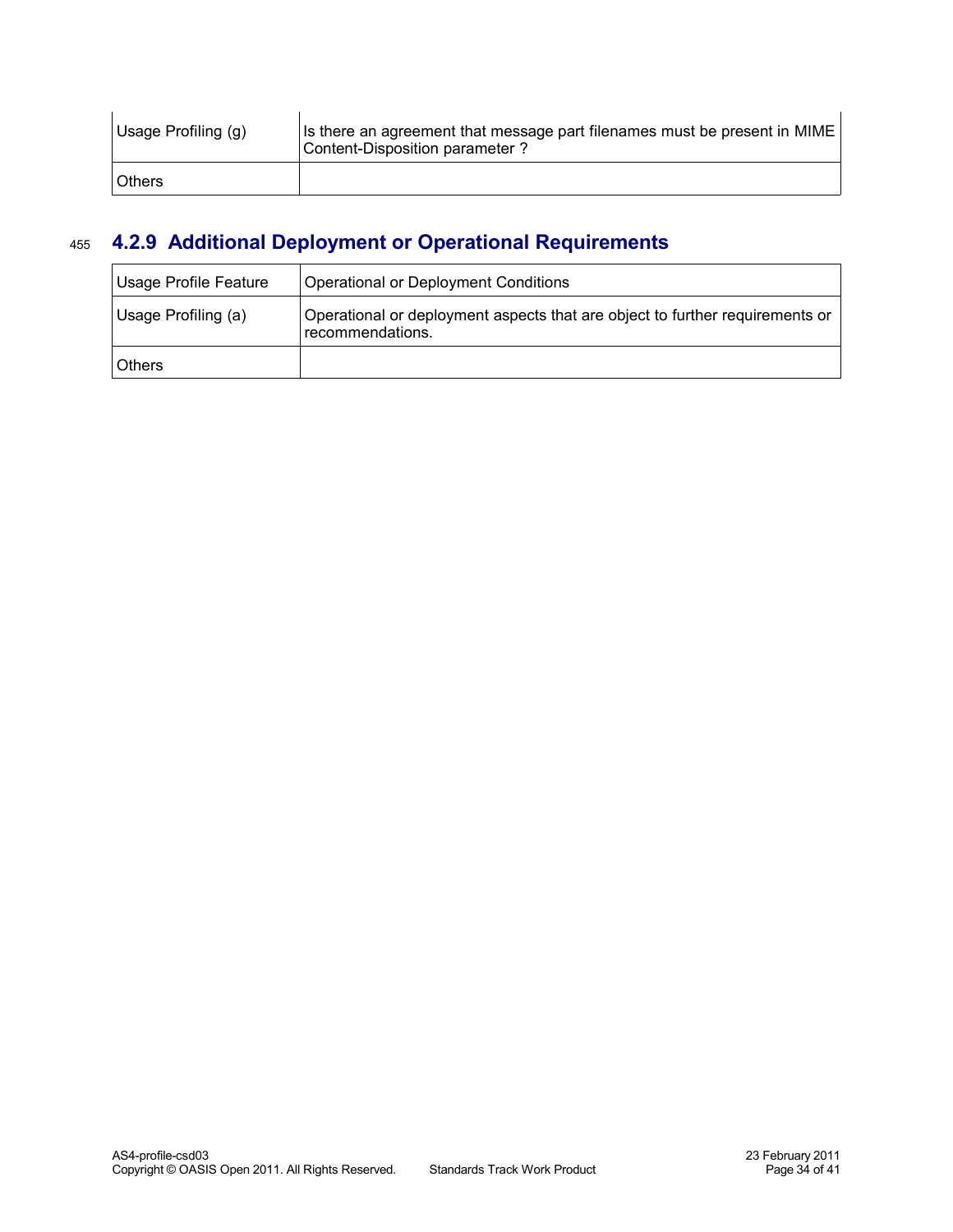| Usage Profiling (g) | Is there an agreement that message part filenames must be present in MIME Content-Disposition parameter ? |
|---|---|
| Others | |

### 4.2.9 Additional Deployment or Operational Requirements

| Usage Profile Feature | Operational or Deployment Conditions |
|---|---|
| Usage Profiling (a) | Operational or deployment aspects that are object to further requirements or recommendations. |
| Others | |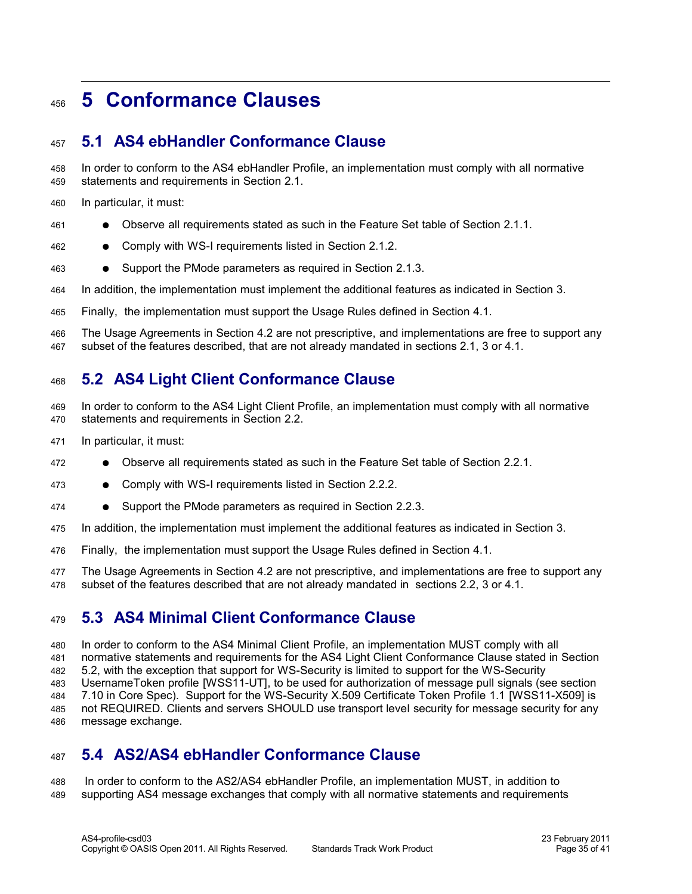# 5 Conformance Clauses

## 5.1 AS4 ebHandler Conformance Clause

In order to conform to the AS4 ebHandler Profile, an implementation must comply with all normative statements and requirements in Section 2.1.

In particular, it must:

- Observe all requirements stated as such in the Feature Set table of Section 2.1.1.
- Comply with WS-I requirements listed in Section 2.1.2.
- Support the PMode parameters as required in Section 2.1.3.

In addition, the implementation must implement the additional features as indicated in Section 3.

Finally, the implementation must support the Usage Rules defined in Section 4.1.

The Usage Agreements in Section 4.2 are not prescriptive, and implementations are free to support any subset of the features described, that are not already mandated in sections 2.1, 3 or 4.1.

## 5.2 AS4 Light Client Conformance Clause

In order to conform to the AS4 Light Client Profile, an implementation must comply with all normative statements and requirements in Section 2.2.

In particular, it must:

- Observe all requirements stated as such in the Feature Set table of Section 2.2.1.
- Comply with WS-I requirements listed in Section 2.2.2.
- Support the PMode parameters as required in Section 2.2.3.

In addition, the implementation must implement the additional features as indicated in Section 3.

Finally, the implementation must support the Usage Rules defined in Section 4.1.

The Usage Agreements in Section 4.2 are not prescriptive, and implementations are free to support any subset of the features described that are not already mandated in sections 2.2, 3 or 4.1.

## 5.3 AS4 Minimal Client Conformance Clause

In order to conform to the AS4 Minimal Client Profile, an implementation MUST comply with all normative statements and requirements for the AS4 Light Client Conformance Clause stated in Section 5.2, with the exception that support for WS-Security is limited to support for the WS-Security UsernameToken profile [WSS11-UT], to be used for authorization of message pull signals (see section 7.10 in Core Spec). Support for the WS-Security X.509 Certificate Token Profile 1.1 [WSS11-X509] is not REQUIRED. Clients and servers SHOULD use transport level security for message security for any message exchange.

## 5.4 AS2/AS4 ebHandler Conformance Clause

In order to conform to the AS2/AS4 ebHandler Profile, an implementation MUST, in addition to supporting AS4 message exchanges that comply with all normative statements and requirements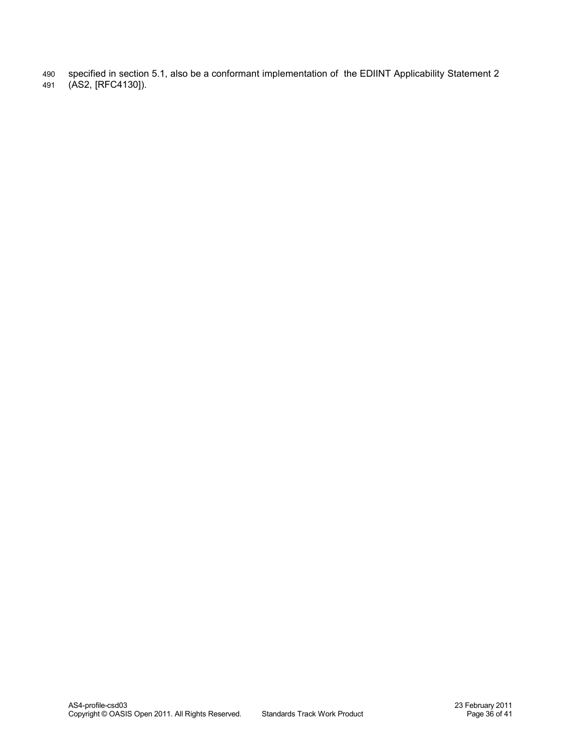specified in section 5.1, also be a conformant implementation of the EDIINT Applicability Statement 2 (AS2, [RFC4130]).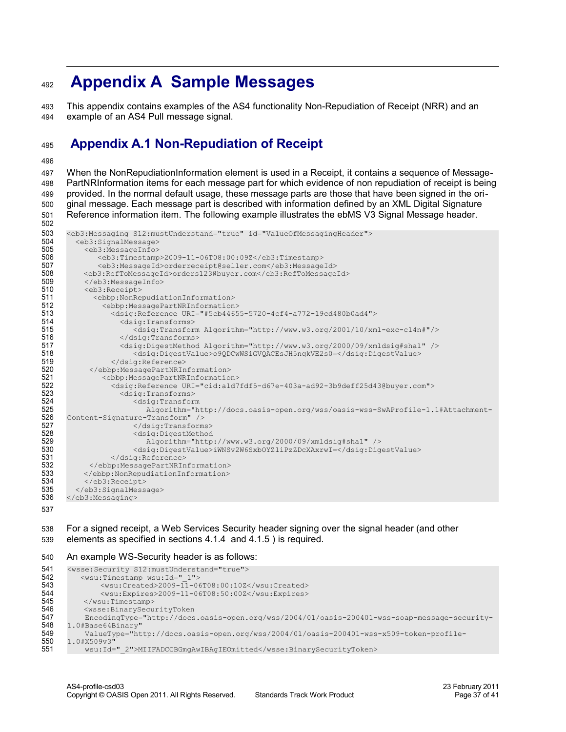# Appendix A Sample Messages

This appendix contains examples of the AS4 functionality Non-Repudiation of Receipt (NRR) and an example of an AS4 Pull message signal.

## Appendix A.1 Non-Repudiation of Receipt

When the NonRepudiationInformation element is used in a Receipt, it contains a sequence of MessagePartNRInformation items for each message part for which evidence of non repudiation of receipt is being provided. In the normal default usage, these message parts are those that have been signed in the original message. Each message part is described with information defined by an XML Digital Signature Reference information item. The following example illustrates the ebMS V3 Signal Message header.

```
<eb3:Messaging S12:mustUnderstand="true" id="ValueOfMessagingHeader">
  <eb3:SignalMessage>
    <eb3:MessageInfo>
       <eb3:Timestamp>2009-11-06T08:00:09Z</eb3:Timestamp>
       <eb3:MessageId>orderreceipt@seller.com</eb3:MessageId>
    <eb3:RefToMessageId>orders123@buyer.com</eb3:RefToMessageId>
    </eb3:MessageInfo>
    <eb3:Receipt>
      <ebbp:NonRepudiationInformation>
        <ebbp:MessagePartNRInformation>
          <dsig:Reference URI="#5cb44655-5720-4cf4-a772-19cd480b0ad4">
            <dsig:Transforms>
               <dsig:Transform Algorithm="http://www.w3.org/2001/10/xml-exc-c14n#"/>
            </dsig:Transforms>
            <dsig:DigestMethod Algorithm="http://www.w3.org/2000/09/xmldsig#sha1" />
               <dsig:DigestValue>o9QDCwWSiGVQACEsJH5nqkVE2s0=</dsig:DigestValue>
          </dsig:Reference>
     </ebbp:MessagePartNRInformation>
        <ebbp:MessagePartNRInformation>
          <dsig:Reference URI="cid:a1d7fdf5-d67e-403a-ad92-3b9deff25d43@buyer.com">
            <dsig:Transforms>
               <dsig:Transform
                  Algorithm="http://docs.oasis-open.org/wss/oasis-wss-SwAProfile-1.1#Attachment-
Content-Signature-Transform" />
               </dsig:Transforms>
               <dsig:DigestMethod
                  Algorithm="http://www.w3.org/2000/09/xmldsig#sha1" />
               <dsig:DigestValue>iWNSv2W6SxbOYZliPzZDcXAxrwI=</dsig:DigestValue>
          </dsig:Reference>
     </ebbp:MessagePartNRInformation>
    </ebbp:NonRepudiationInformation>
    </eb3:Receipt>
  </eb3:SignalMessage>
</eb3:Messaging>
```

For a signed receipt, a Web Services Security header signing over the signal header (and other elements as specified in sections 4.1.4 and 4.1.5 ) is required.

An example WS-Security header is as follows:

```
<wsse:Security S12:mustUnderstand="true">
   <wsu:Timestamp wsu:Id="_1">
        <wsu:Created>2009-11-06T08:00:10Z</wsu:Created>
        <wsu:Expires>2009-11-06T08:50:00Z</wsu:Expires>
    </wsu:Timestamp>
    <wsse:BinarySecurityToken
    EncodingType="http://docs.oasis-open.org/wss/2004/01/oasis-200401-wss-soap-message-security-
1.0#Base64Binary"
    ValueType="http://docs.oasis-open.org/wss/2004/01/oasis-200401-wss-x509-token-profile-
1.0#X509v3"
    wsu:Id="_2">MIIFADCCBGmgAwIBAgIEOmitted</wsse:BinarySecurityToken>
```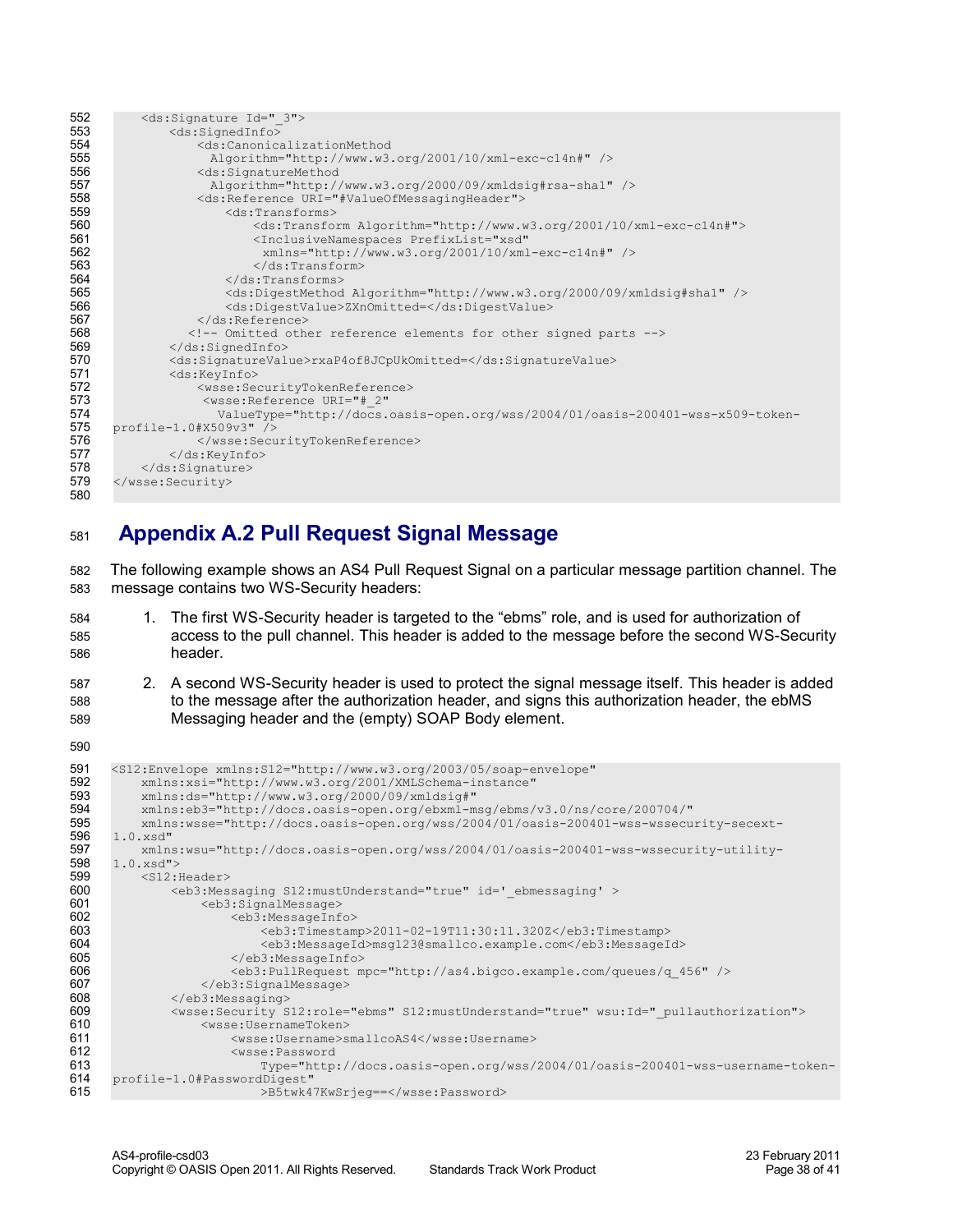```
    <ds:Signature Id="_3">
        <ds:SignedInfo>
            <ds:CanonicalizationMethod
              Algorithm="http://www.w3.org/2001/10/xml-exc-c14n#" />
            <ds:SignatureMethod
              Algorithm="http://www.w3.org/2000/09/xmldsig#rsa-sha1" />
            <ds:Reference URI="#ValueOfMessagingHeader">
                <ds:Transforms>
                    <ds:Transform Algorithm="http://www.w3.org/2001/10/xml-exc-c14n#">
                    <InclusiveNamespaces PrefixList="xsd"
                     xmlns="http://www.w3.org/2001/10/xml-exc-c14n#" />
                    </ds:Transform>
                </ds:Transforms>
                <ds:DigestMethod Algorithm="http://www.w3.org/2000/09/xmldsig#sha1" />
                <ds:DigestValue>ZXnOmitted=</ds:DigestValue>
            </ds:Reference>
           <!-- Omitted other reference elements for other signed parts -->
        </ds:SignedInfo>
        <ds:SignatureValue>rxaP4of8JCpUkOmitted=</ds:SignatureValue>
        <ds:KeyInfo>
            <wsse:SecurityTokenReference>
             <wsse:Reference URI="#_2"
               ValueType="http://docs.oasis-open.org/wss/2004/01/oasis-200401-wss-x509-token-
profile-1.0#X509v3" />
            </wsse:SecurityTokenReference>
        </ds:KeyInfo>
    </ds:Signature>
</wsse:Security>
```

## Appendix A.2 Pull Request Signal Message

The following example shows an AS4 Pull Request Signal on a particular message partition channel. The message contains two WS-Security headers:

1. The first WS-Security header is targeted to the “ebms” role, and is used for authorization of access to the pull channel. This header is added to the message before the second WS-Security header.

2. A second WS-Security header is used to protect the signal message itself. This header is added to the message after the authorization header, and signs this authorization header, the ebMS Messaging header and the (empty) SOAP Body element.

```
<S12:Envelope xmlns:S12="http://www.w3.org/2003/05/soap-envelope"
    xmlns:xsi="http://www.w3.org/2001/XMLSchema-instance"
    xmlns:ds="http://www.w3.org/2000/09/xmldsig#"
    xmlns:eb3="http://docs.oasis-open.org/ebxml-msg/ebms/v3.0/ns/core/200704/"
    xmlns:wsse="http://docs.oasis-open.org/wss/2004/01/oasis-200401-wss-wssecurity-secext-
1.0.xsd"
    xmlns:wsu="http://docs.oasis-open.org/wss/2004/01/oasis-200401-wss-wssecurity-utility-
1.0.xsd">
    <S12:Header>
        <eb3:Messaging S12:mustUnderstand="true" id='_ebmessaging' >
            <eb3:SignalMessage>
                <eb3:MessageInfo>
                    <eb3:Timestamp>2011-02-19T11:30:11.320Z</eb3:Timestamp>
                    <eb3:MessageId>msg123@smallco.example.com</eb3:MessageId>
                </eb3:MessageInfo>
                <eb3:PullRequest mpc="http://as4.bigco.example.com/queues/q_456" />
            </eb3:SignalMessage>
        </eb3:Messaging>
        <wsse:Security S12:role="ebms" S12:mustUnderstand="true" wsu:Id="_pullauthorization">
            <wsse:UsernameToken>
                <wsse:Username>smallcoAS4</wsse:Username>
                <wsse:Password
                    Type="http://docs.oasis-open.org/wss/2004/01/oasis-200401-wss-username-token-
profile-1.0#PasswordDigest"
                    >B5twk47KwSrjeg==</wsse:Password>
```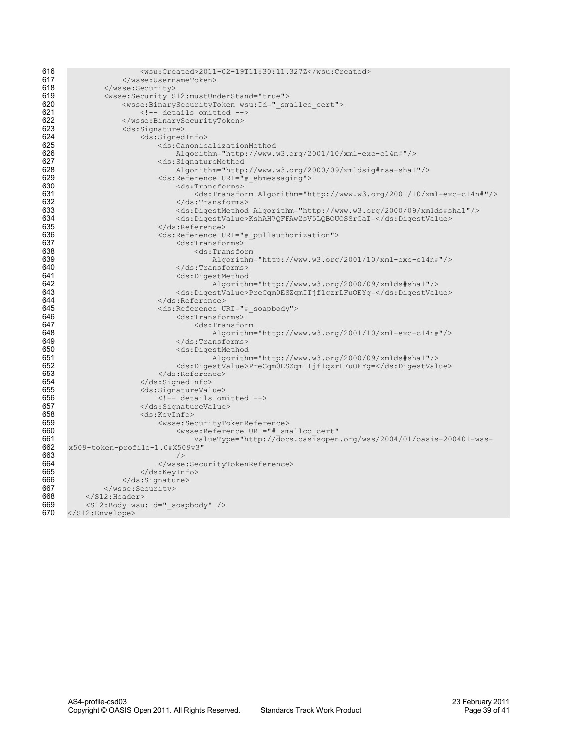```
616                 <wsu:Created>2011-02-19T11:30:11.327Z</wsu:Created>
617             </wsse:UsernameToken>
618         </wsse:Security>
619         <wsse:Security S12:mustUnderStand="true">
620             <wsse:BinarySecurityToken wsu:Id="_smallco_cert">
621                 <!-- details omitted -->
622             </wsse:BinarySecurityToken>
623             <ds:Signature>
624                 <ds:SignedInfo>
625                     <ds:CanonicalizationMethod
626                         Algorithm="http://www.w3.org/2001/10/xml-exc-c14n#"/>
627                     <ds:SignatureMethod
628                         Algorithm="http://www.w3.org/2000/09/xmldsig#rsa-sha1"/>
629                     <ds:Reference URI="#_ebmessaging">
630                         <ds:Transforms>
631                             <ds:Transform Algorithm="http://www.w3.org/2001/10/xml-exc-c14n#"/>
632                         </ds:Transforms>
633                         <ds:DigestMethod Algorithm="http://www.w3.org/2000/09/xmlds#sha1"/>
634                         <ds:DigestValue>KshAH7QFFAw2sV5LQBOUOSSrCaI=</ds:DigestValue>
635                     </ds:Reference>
636                     <ds:Reference URI="#_pullauthorization">
637                         <ds:Transforms>
638                             <ds:Transform
639                                 Algorithm="http://www.w3.org/2001/10/xml-exc-c14n#"/>
640                         </ds:Transforms>
641                         <ds:DigestMethod
642                                 Algorithm="http://www.w3.org/2000/09/xmlds#sha1"/>
643                         <ds:DigestValue>PreCqm0ESZqmITjf1qzrLFuOEYg=</ds:DigestValue>
644                     </ds:Reference>
645                     <ds:Reference URI="#_soapbody">
646                         <ds:Transforms>
647                             <ds:Transform
648                                 Algorithm="http://www.w3.org/2001/10/xml-exc-c14n#"/>
649                         </ds:Transforms>
650                         <ds:DigestMethod
651                                 Algorithm="http://www.w3.org/2000/09/xmlds#sha1"/>
652                         <ds:DigestValue>PreCqm0ESZqmITjf1qzrLFuOEYg=</ds:DigestValue>
653                     </ds:Reference>
654                 </ds:SignedInfo>
655                 <ds:SignatureValue>
656                     <!-- details omitted -->
657                 </ds:SignatureValue>
658                 <ds:KeyInfo>
659                     <wsse:SecurityTokenReference>
660                         <wsse:Reference URI="#_smallco_cert"
661                             ValueType="http://docs.oasisopen.org/wss/2004/01/oasis-200401-wss-
662 x509-token-profile-1.0#X509v3"
663                         />
664                     </wsse:SecurityTokenReference>
665                 </ds:KeyInfo>
666             </ds:Signature>
667         </wsse:Security>
668     </S12:Header>
669     <S12:Body wsu:Id="_soapbody" />
670 </S12:Envelope>
```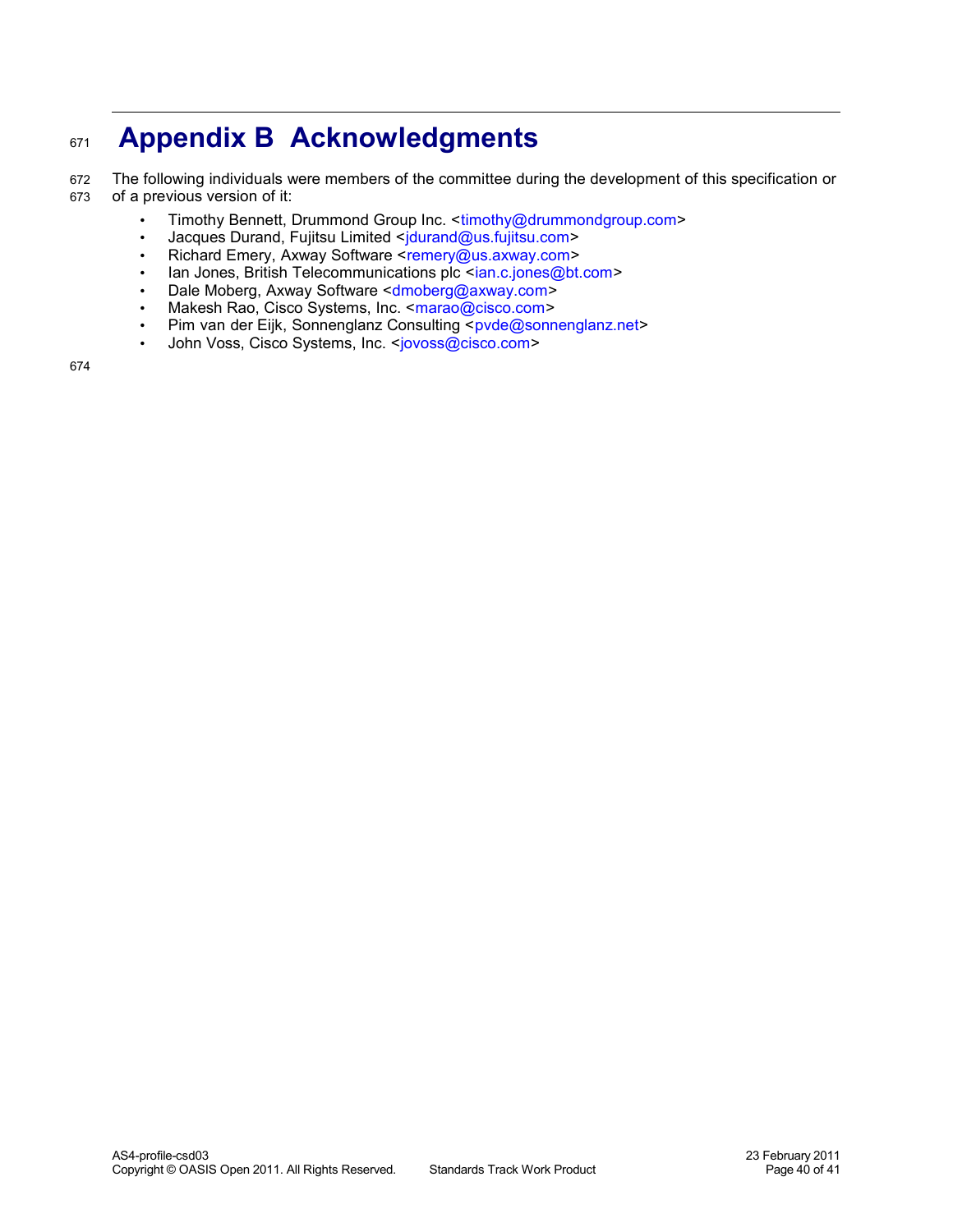# Appendix B Acknowledgments

The following individuals were members of the committee during the development of this specification or of a previous version of it:

- Timothy Bennett, Drummond Group Inc. <timothy@drummondgroup.com>
- Jacques Durand, Fujitsu Limited <jdurand@us.fujitsu.com>
- Richard Emery, Axway Software <remery@us.axway.com>
- Ian Jones, British Telecommunications plc <ian.c.jones@bt.com>
- Dale Moberg, Axway Software <dmoberg@axway.com>
- Makesh Rao, Cisco Systems, Inc. <marao@cisco.com>
- Pim van der Eijk, Sonnenglanz Consulting <pvde@sonnenglanz.net>
- John Voss, Cisco Systems, Inc. <jovoss@cisco.com>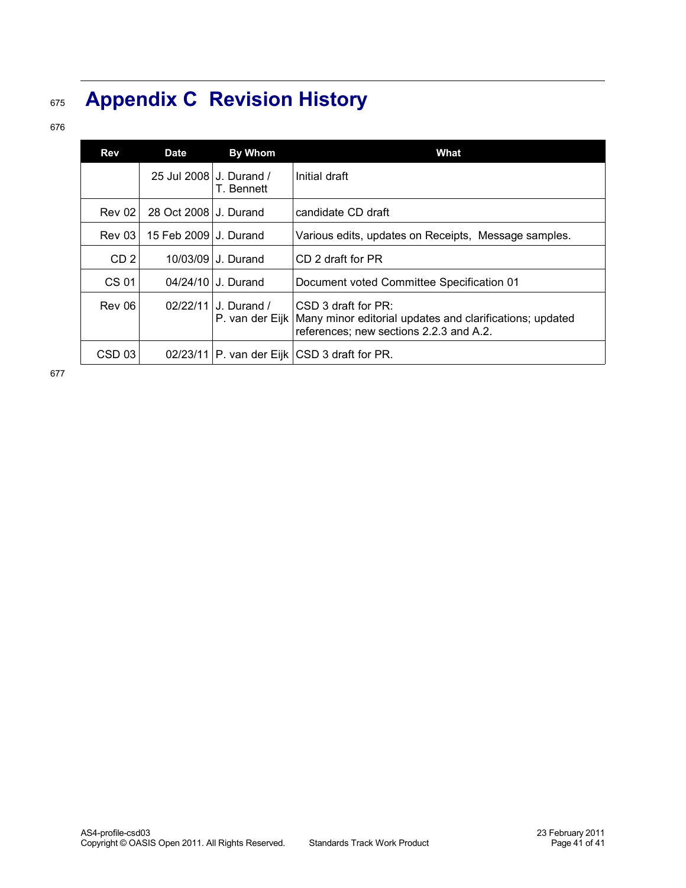# Appendix C Revision History

| Rev | Date | By Whom | What |
|---|---|---|---|
| | 25 Jul 2008 | J. Durand / T. Bennett | Initial draft |
| Rev 02 | 28 Oct 2008 | J. Durand | candidate CD draft |
| Rev 03 | 15 Feb 2009 | J. Durand | Various edits, updates on Receipts, Message samples. |
| CD 2 | 10/03/09 | J. Durand | CD 2 draft for PR |
| CS 01 | 04/24/10 | J. Durand | Document voted Committee Specification 01 |
| Rev 06 | 02/22/11 | J. Durand / P. van der Eijk | CSD 3 draft for PR: Many minor editorial updates and clarifications; updated references; new sections 2.2.3 and A.2. |
| CSD 03 | 02/23/11 | P. van der Eijk | CSD 3 draft for PR. |